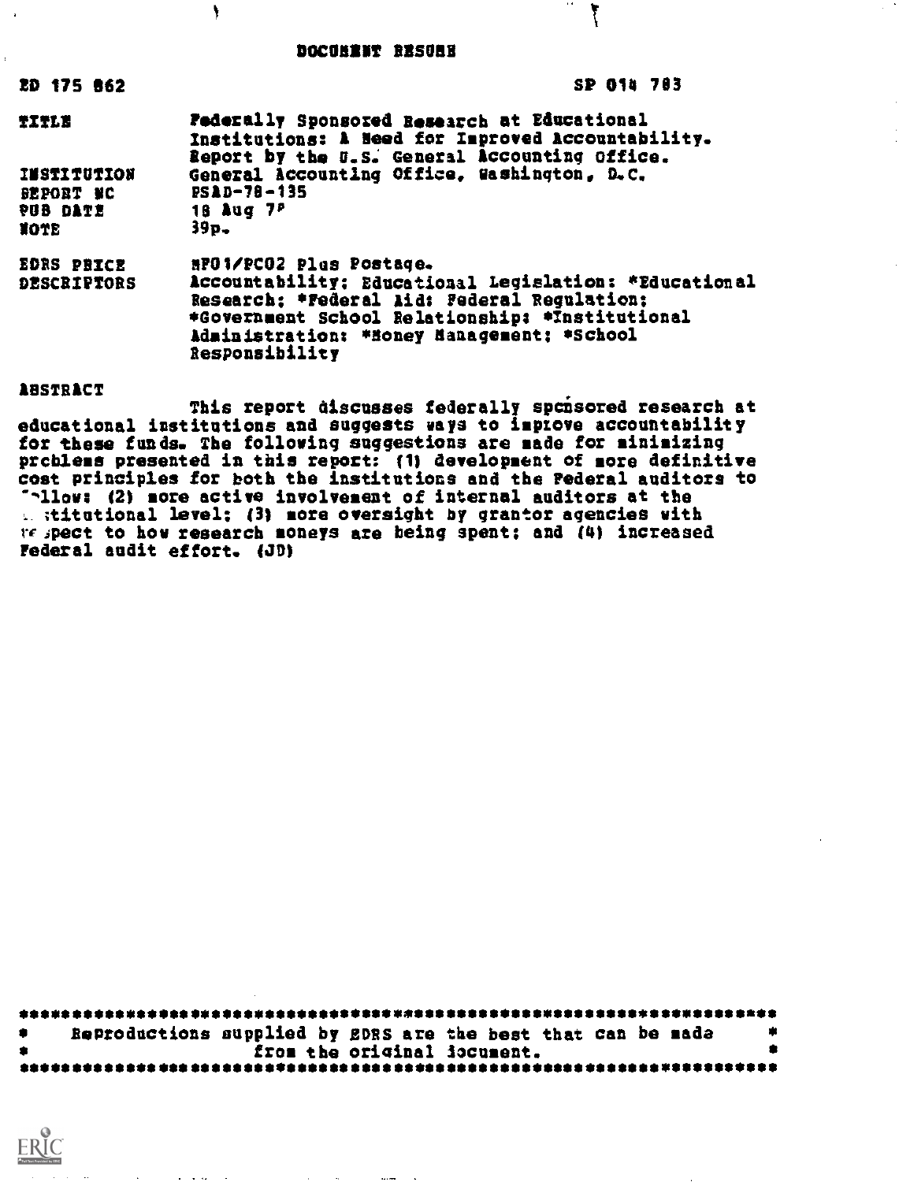# DOCUMENT RESUME

| | |
|---|---|
| ED 175 862 | SP 014 783 |
| TITLE | Federally Sponsored Research at Educational Institutions: A Need for Improved Accountability. Report by the U.S. General Accounting Office. |
| INSTITUTION | General Accounting Office, Washington, D.C. |
| REPORT NO | PSAD-78-135 |
| PUB DATE | 18 Aug 78 |
| NOTE | 39p. |
| EDRS PRICE | MF01/PC02 Plus Postage. |
| DESCRIPTORS | Accountability; Educational Legislation; *Educational Research; *Federal Aid; Federal Regulation; *Government School Relationship; *Institutional Administration; *Money Management; *School Responsibility |

## ABSTRACT

This report discusses federally sponsored research at educational institutions and suggests ways to improve accountability for these funds. The following suggestions are made for minimizing problems presented in this report: (1) development of more definitive cost principles for both the institutions and the Federal auditors to follow; (2) more active involvement of internal auditors at the institutional level; (3) more oversight by grantor agencies with respect to how research moneys are being spent; and (4) increased Federal audit effort. (JD)

---

* Reproductions supplied by EDRS are the best that can be made from the original document.

---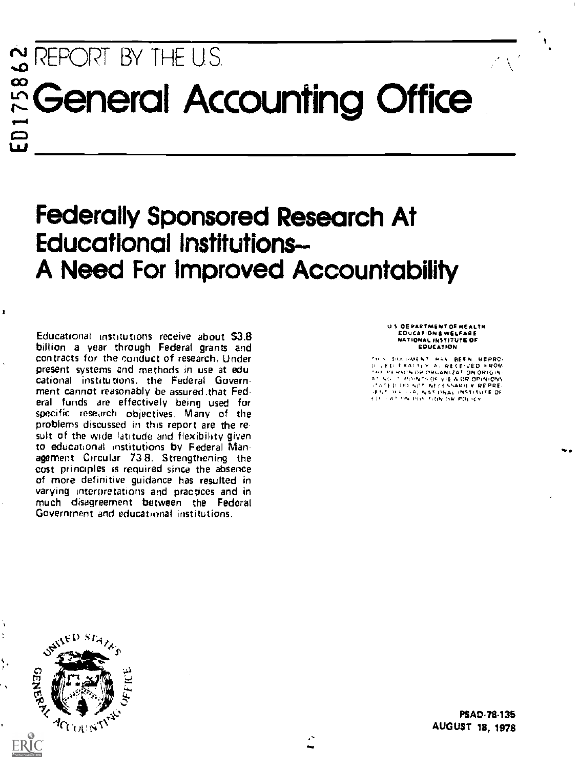ED175862

# REPORT BY THE U.S.

# General Accounting Office

## Federally Sponsored Research At Educational Institutions-- A Need For Improved Accountability

Educational institutions receive about $3.8 billion a year through Federal grants and contracts for the conduct of research. Under present systems and methods in use at educational institutions, the Federal Government cannot reasonably be assured that Federal funds are effectively being used for specific research objectives. Many of the problems discussed in this report are the result of the wide latitude and flexibility given to educational institutions by Federal Management Circular 73-8. Strengthening the cost principles is required since the absence of more definitive guidance has resulted in varying interpretations and practices and in much disagreement between the Federal Government and educational institutions.

U.S. DEPARTMENT OF HEALTH EDUCATION & WELFARE NATIONAL INSTITUTE OF EDUCATION

THIS DOCUMENT HAS BEEN REPRODUCED EXACTLY AS RECEIVED FROM THE PERSON OR ORGANIZATION ORIGINATING IT. POINTS OF VIEW OR OPINIONS STATED DO NOT NECESSARILY REPRESENT OFFICIAL NATIONAL INSTITUTE OF EDUCATION POSITION OR POLICY

PSAD-78-135
AUGUST 18, 1978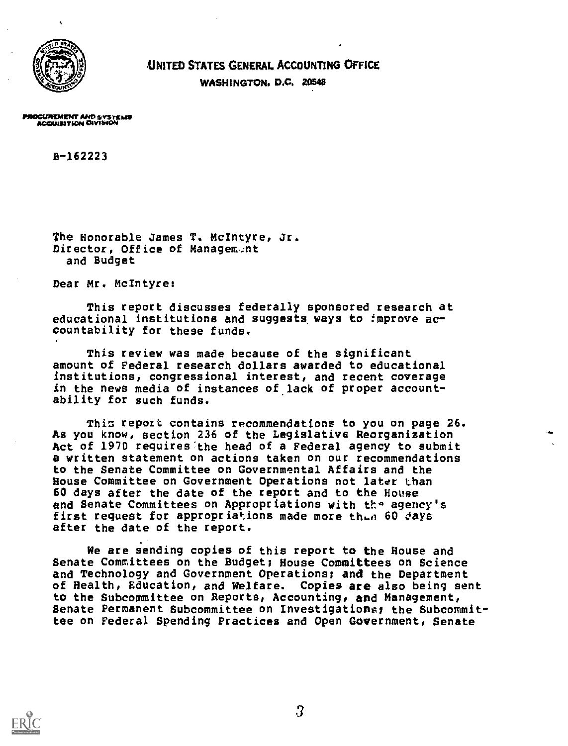# UNITED STATES GENERAL ACCOUNTING OFFICE

WASHINGTON, D.C. 20548

PROCUREMENT AND SYSTEMS ACQUISITION DIVISION

B-162223

The Honorable James T. McIntyre, Jr.
Director, Office of Management
and Budget

Dear Mr. McIntyre:

This report discusses federally sponsored research at educational institutions and suggests ways to improve accountability for these funds.

This review was made because of the significant amount of Federal research dollars awarded to educational institutions, congressional interest, and recent coverage in the news media of instances of lack of proper accountability for such funds.

This report contains recommendations to you on page 26. As you know, section 236 of the Legislative Reorganization Act of 1970 requires the head of a Federal agency to submit a written statement on actions taken on our recommendations to the Senate Committee on Governmental Affairs and the House Committee on Government Operations not later than 60 days after the date of the report and to the House and Senate Committees on Appropriations with the agency's first request for appropriations made more than 60 days after the date of the report.

We are sending copies of this report to the House and Senate Committees on the Budget; House Committees on Science and Technology and Government Operations; and the Department of Health, Education, and Welfare. Copies are also being sent to the Subcommittee on Reports, Accounting, and Management, Senate Permanent Subcommittee on Investigations; the Subcommittee on Federal Spending Practices and Open Government, Senate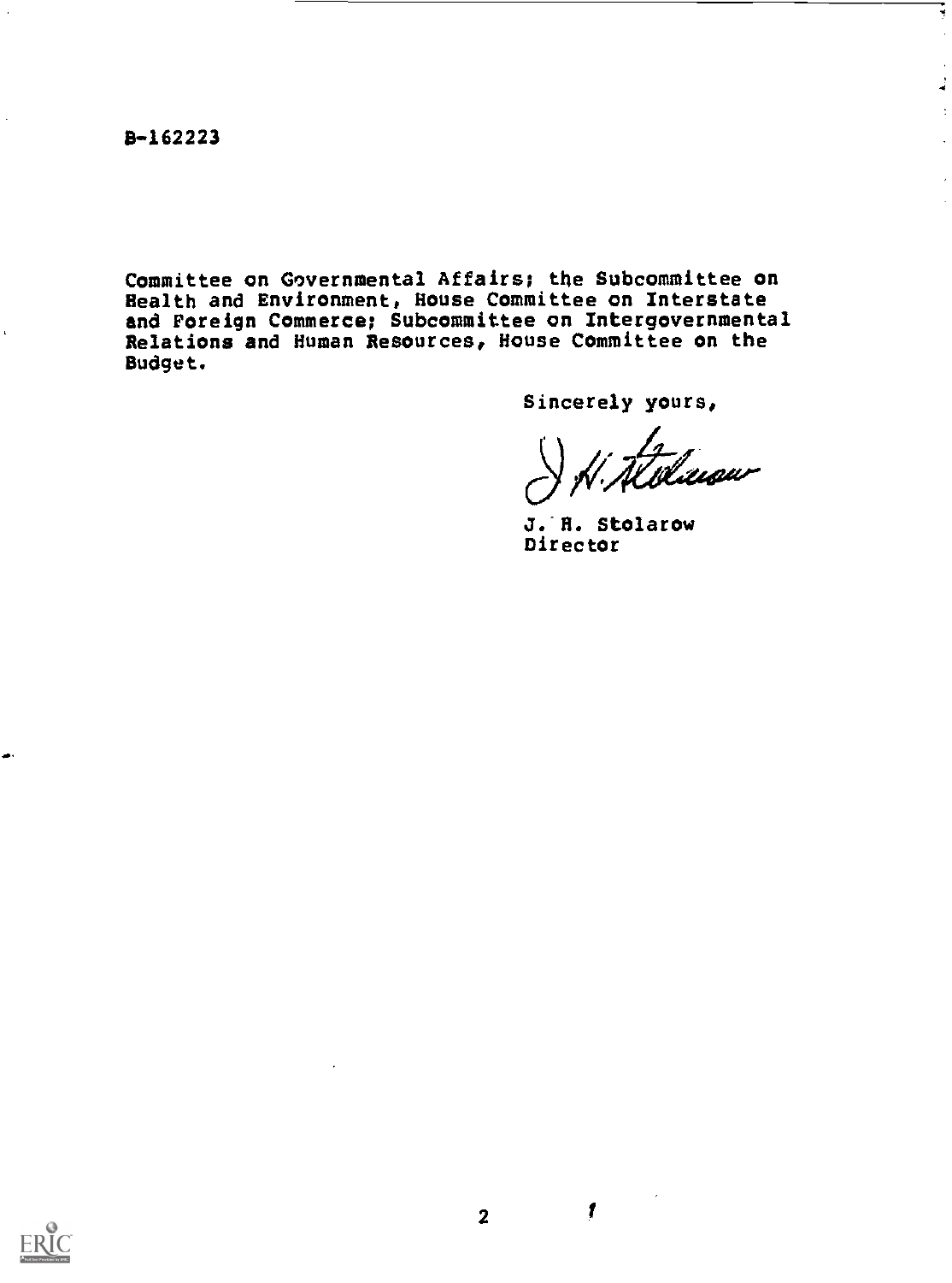B-162223

Committee on Governmental Affairs; the Subcommittee on Health and Environment, House Committee on Interstate and Foreign Commerce; Subcommittee on Intergovernmental Relations and Human Resources, House Committee on the Budget.

Sincerely yours,

J. H. Stolarow
Director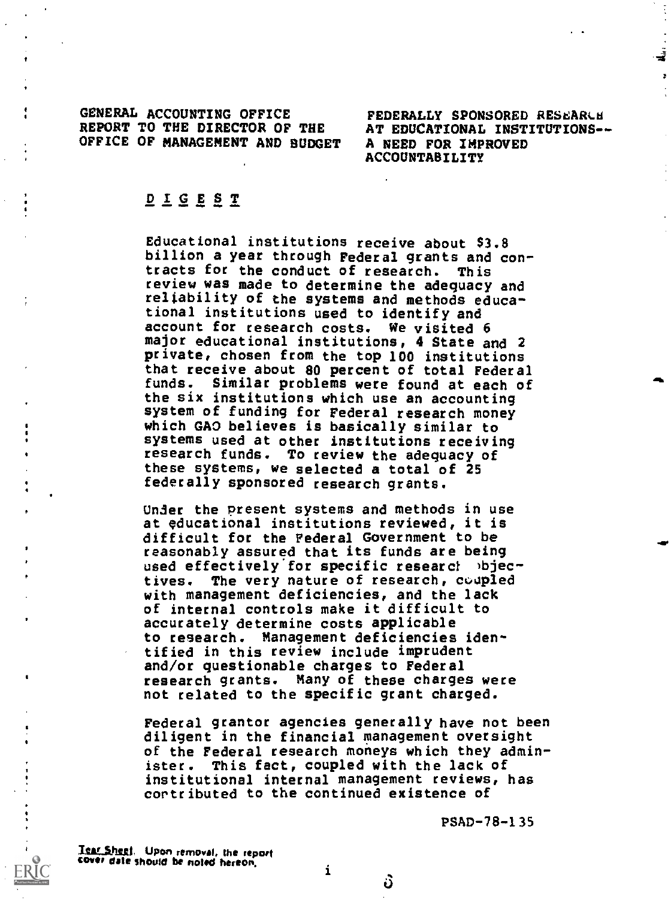GENERAL ACCOUNTING OFFICE
REPORT TO THE DIRECTOR OF THE
OFFICE OF MANAGEMENT AND BUDGET

FEDERALLY SPONSORED RESEARCH
AT EDUCATIONAL INSTITUTIONS--
A NEED FOR IMPROVED
ACCOUNTABILITY

## DIGEST

Educational institutions receive about $3.8 billion a year through Federal grants and contracts for the conduct of research. This review was made to determine the adequacy and reliability of the systems and methods educational institutions used to identify and account for research costs. We visited 6 major educational institutions, 4 State and 2 private, chosen from the top 100 institutions that receive about 80 percent of total Federal funds. Similar problems were found at each of the six institutions which use an accounting system of funding for Federal research money which GAO believes is basically similar to systems used at other institutions receiving research funds. To review the adequacy of these systems, we selected a total of 25 federally sponsored research grants.

Under the present systems and methods in use at educational institutions reviewed, it is difficult for the Federal Government to be reasonably assured that its funds are being used effectively for specific research objectives. The very nature of research, coupled with management deficiencies, and the lack of internal controls make it difficult to accurately determine costs applicable to research. Management deficiencies identified in this review include imprudent and/or questionable charges to Federal research grants. Many of these charges were not related to the specific grant charged.

Federal grantor agencies generally have not been diligent in the financial management oversight of the Federal research moneys which they administer. This fact, coupled with the lack of institutional internal management reviews, has contributed to the continued existence of

PSAD-78-135

Tear Sheet. Upon removal, the report cover date should be noted hereon.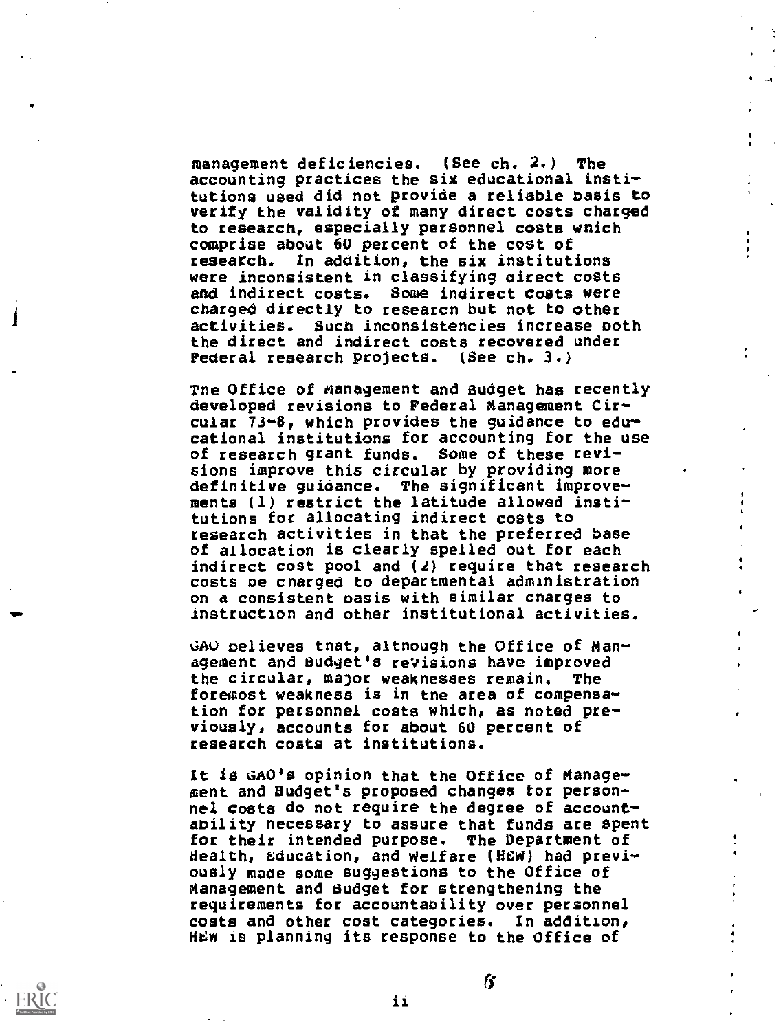management deficiencies. (See ch. 2.) The accounting practices the six educational institutions used did not provide a reliable basis to verify the validity of many direct costs charged to research, especially personnel costs which comprise about 60 percent of the cost of research. In addition, the six institutions were inconsistent in classifying direct costs and indirect costs. Some indirect costs were charged directly to research but not to other activities. Such inconsistencies increase both the direct and indirect costs recovered under Federal research projects. (See ch. 3.)

The Office of Management and Budget has recently developed revisions to Federal Management Circular 73-8, which provides the guidance to educational institutions for accounting for the use of research grant funds. Some of these revisions improve this circular by providing more definitive guidance. The significant improvements (1) restrict the latitude allowed institutions for allocating indirect costs to research activities in that the preferred base of allocation is clearly spelled out for each indirect cost pool and (2) require that research costs be charged to departmental administration on a consistent basis with similar charges to instruction and other institutional activities.

GAO believes that, although the Office of Management and Budget's revisions have improved the circular, major weaknesses remain. The foremost weakness is in the area of compensation for personnel costs which, as noted previously, accounts for about 60 percent of research costs at institutions.

It is GAO's opinion that the Office of Management and Budget's proposed changes for personnel costs do not require the degree of accountability necessary to assure that funds are spent for their intended purpose. The Department of Health, Education, and Welfare (HEW) had previously made some suggestions to the Office of Management and Budget for strengthening the requirements for accountability over personnel costs and other cost categories. In addition, HEW is planning its response to the Office of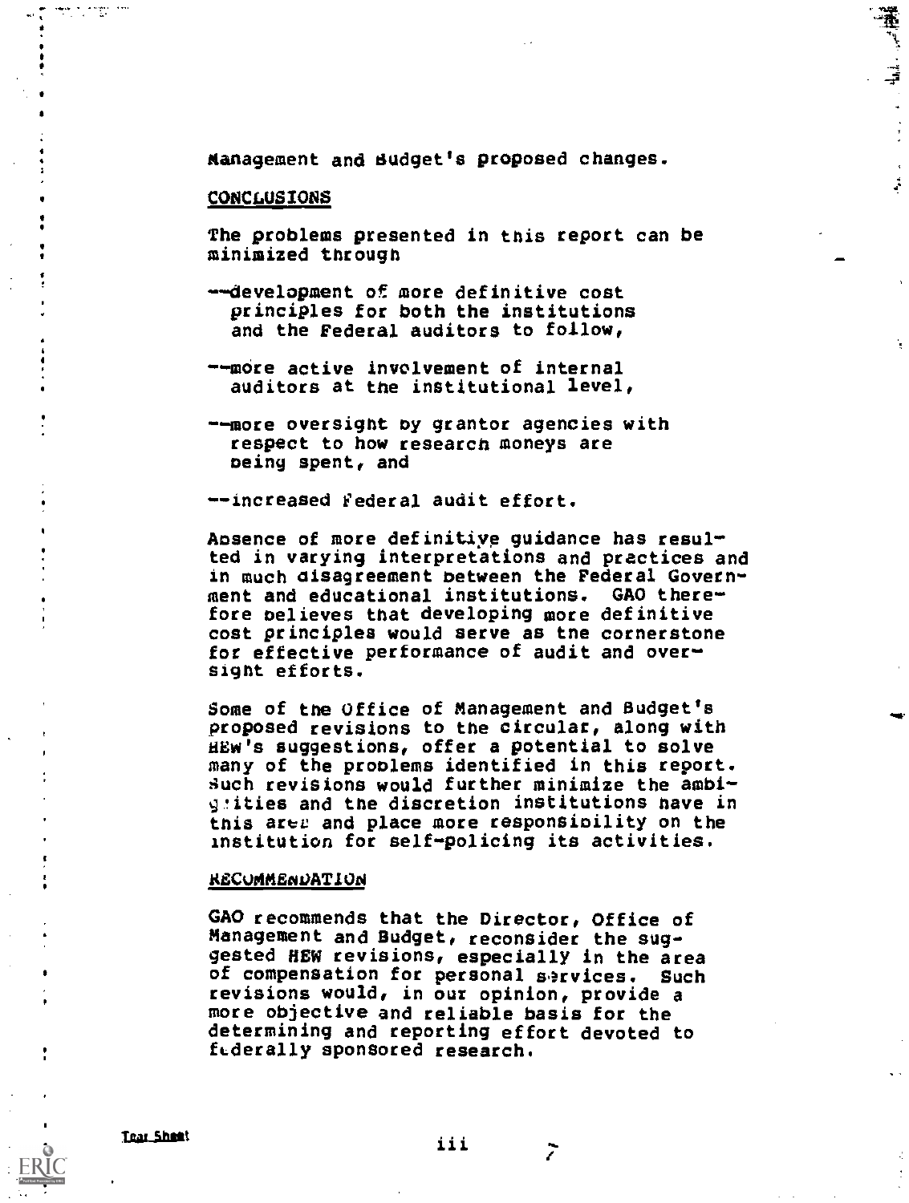Management and Budget's proposed changes.

## CONCLUSIONS

The problems presented in this report can be minimized through

--development of more definitive cost principles for both the institutions and the Federal auditors to follow,

--more active involvement of internal auditors at the institutional level,

--more oversight by grantor agencies with respect to how research moneys are being spent, and

--increased Federal audit effort.

Absence of more definitive guidance has resulted in varying interpretations and practices and in much disagreement between the Federal Government and educational institutions. GAO therefore believes that developing more definitive cost principles would serve as the cornerstone for effective performance of audit and oversight efforts.

Some of the Office of Management and Budget's proposed revisions to the circular, along with HEW's suggestions, offer a potential to solve many of the problems identified in this report. Such revisions would further minimize the ambiguities and the discretion institutions have in this area and place more responsibility on the institution for self-policing its activities.

## RECOMMENDATION

GAO recommends that the Director, Office of Management and Budget, reconsider the suggested HEW revisions, especially in the area of compensation for personal services. Such revisions would, in our opinion, provide a more objective and reliable basis for the determining and reporting effort devoted to federally sponsored research.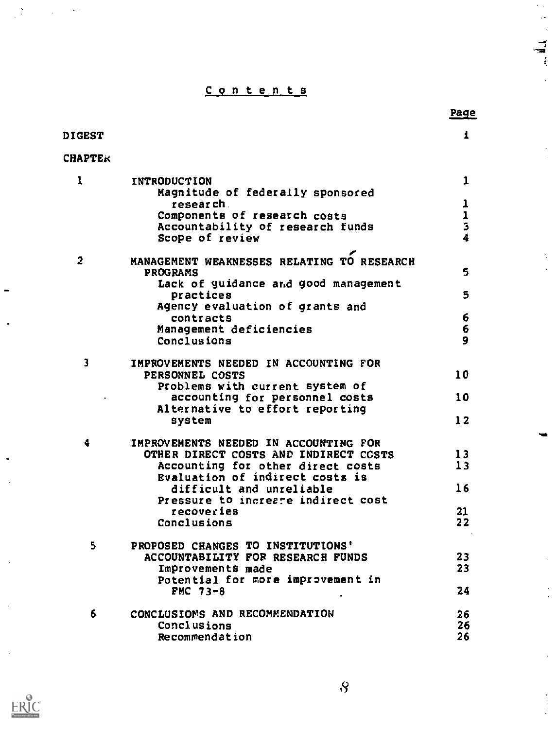# Contents

| | | Page |
|---|---|---|
| DIGEST | | i |
| CHAPTER | | |
| 1 | INTRODUCTION | 1 |
| | Magnitude of federally sponsored research | 1 |
| | Components of research costs | 1 |
| | Accountability of research funds | 3 |
| | Scope of review | 4 |
| 2 | MANAGEMENT WEAKNESSES RELATING TO RESEARCH PROGRAMS | 5 |
| | Lack of guidance and good management practices | 5 |
| | Agency evaluation of grants and contracts | 6 |
| | Management deficiencies | 6 |
| | Conclusions | 9 |
| 3 | IMPROVEMENTS NEEDED IN ACCOUNTING FOR PERSONNEL COSTS | 10 |
| | Problems with current system of accounting for personnel costs | 10 |
| | Alternative to effort reporting system | 12 |
| 4 | IMPROVEMENTS NEEDED IN ACCOUNTING FOR OTHER DIRECT COSTS AND INDIRECT COSTS | 13 |
| | Accounting for other direct costs | 13 |
| | Evaluation of indirect costs is difficult and unreliable | 16 |
| | Pressure to increase indirect cost recoveries | 21 |
| | Conclusions | 22 |
| 5 | PROPOSED CHANGES TO INSTITUTIONS' ACCOUNTABILITY FOR RESEARCH FUNDS | 23 |
| | Improvements made | 23 |
| | Potential for more improvement in FMC 73-8 | 24 |
| 6 | CONCLUSIONS AND RECOMMENDATION | 26 |
| | Conclusions | 26 |
| | Recommendation | 26 |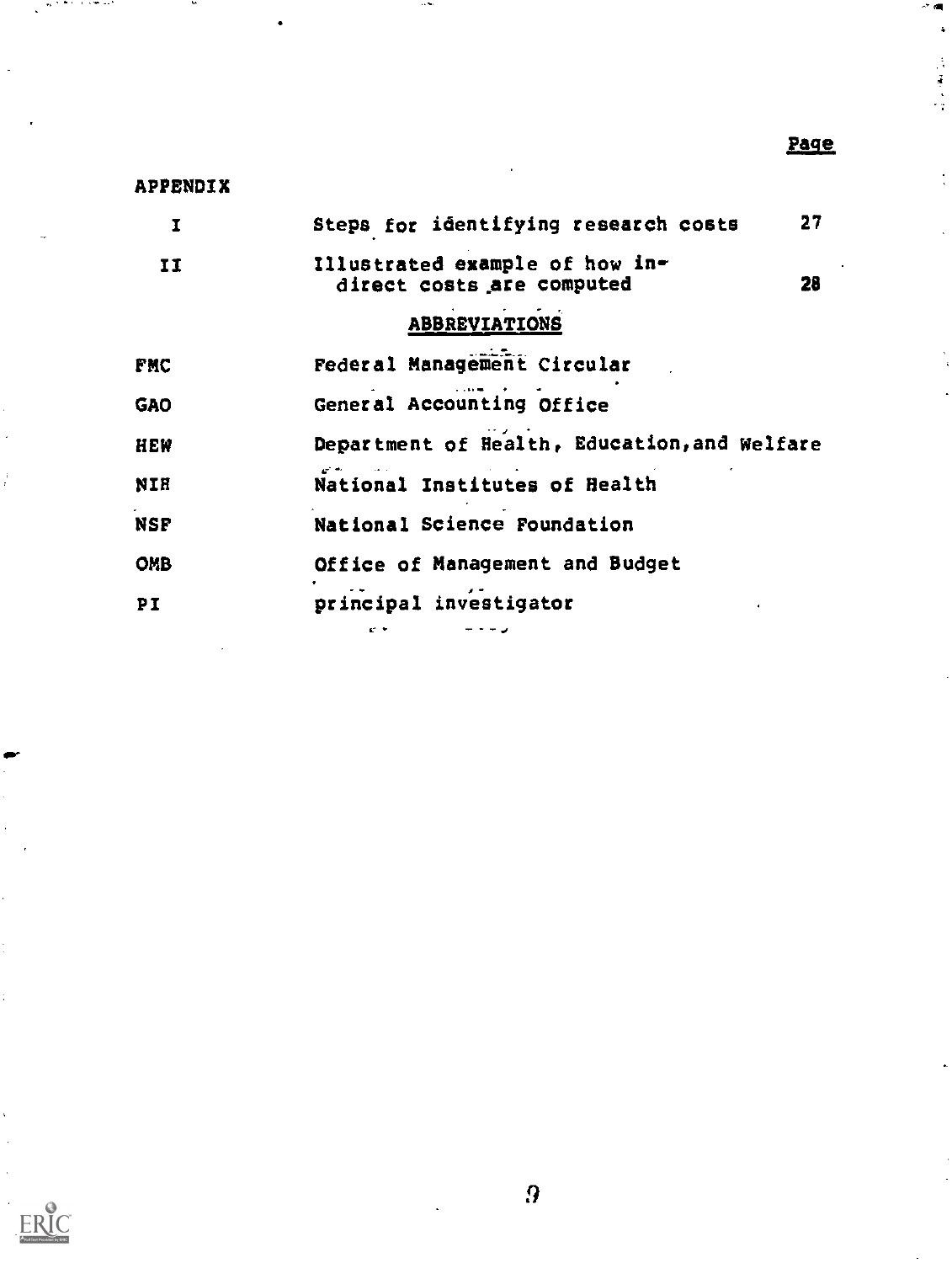| | | Page |
|---|---|---|
| APPENDIX | | |
| I | Steps for identifying research costs | 27 |
| II | Illustrated example of how indirect costs are computed | 28 |

## ABBREVIATIONS

| | |
|---|---|
| FMC | Federal Management Circular |
| GAO | General Accounting Office |
| HEW | Department of Health, Education, and Welfare |
| NIH | National Institutes of Health |
| NSF | National Science Foundation |
| OMB | Office of Management and Budget |
| PI | principal investigator |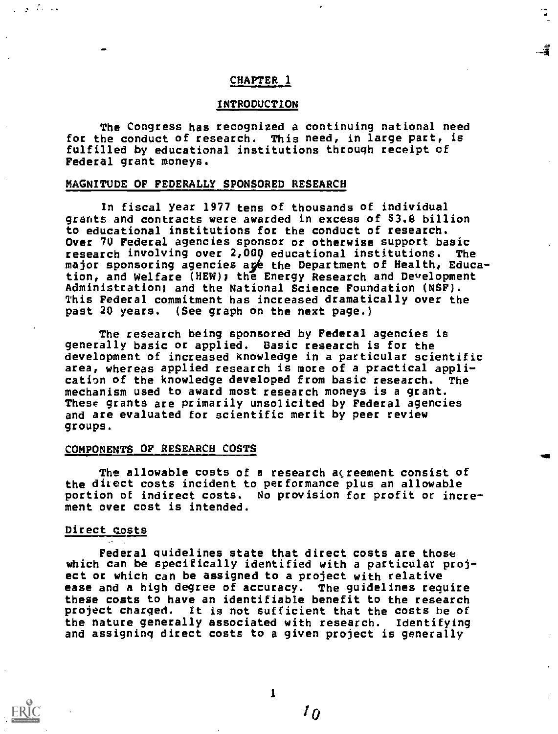# CHAPTER 1

## INTRODUCTION

The Congress has recognized a continuing national need for the conduct of research. This need, in large part, is fulfilled by educational institutions through receipt of Federal grant moneys.

### MAGNITUDE OF FEDERALLY SPONSORED RESEARCH

In fiscal year 1977 tens of thousands of individual grants and contracts were awarded in excess of $3.8 billion to educational institutions for the conduct of research. Over 70 Federal agencies sponsor or otherwise support basic research involving over 2,000 educational institutions. The major sponsoring agencies are the Department of Health, Education, and Welfare (HEW); the Energy Research and Development Administration; and the National Science Foundation (NSF). This Federal commitment has increased dramatically over the past 20 years. (See graph on the next page.)

The research being sponsored by Federal agencies is generally basic or applied. Basic research is for the development of increased knowledge in a particular scientific area, whereas applied research is more of a practical application of the knowledge developed from basic research. The mechanism used to award most research moneys is a grant. These grants are primarily unsolicited by Federal agencies and are evaluated for scientific merit by peer review groups.

### COMPONENTS OF RESEARCH COSTS

The allowable costs of a research agreement consist of the direct costs incident to performance plus an allowable portion of indirect costs. No provision for profit or increment over cost is intended.

#### Direct costs

Federal guidelines state that direct costs are those which can be specifically identified with a particular project or which can be assigned to a project with relative ease and a high degree of accuracy. The guidelines require these costs to have an identifiable benefit to the research project charged. It is not sufficient that the costs be of the nature generally associated with research. Identifying and assigning direct costs to a given project is generally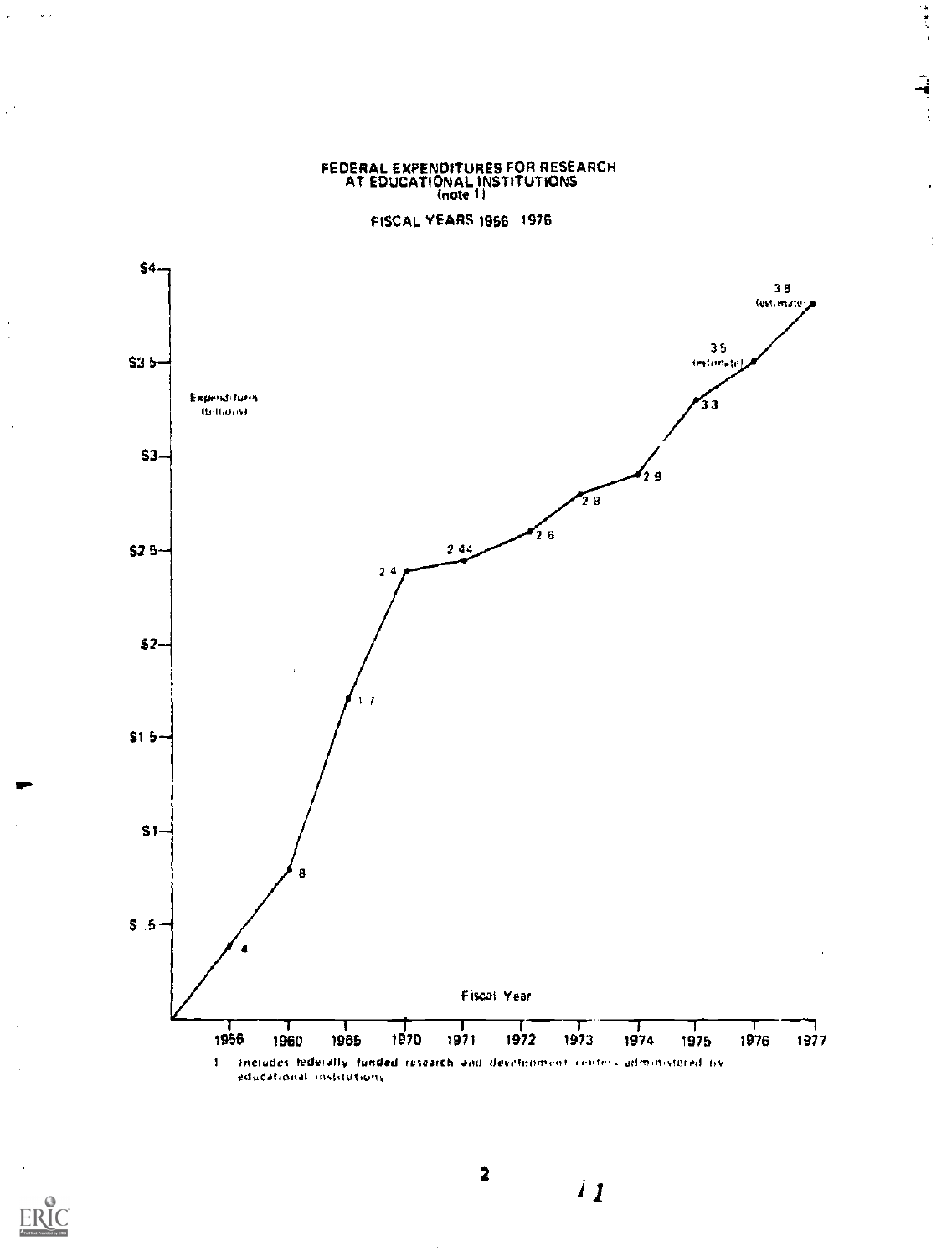# FEDERAL EXPENDITURES FOR RESEARCH AT EDUCATIONAL INSTITUTIONS (note 1)

## FISCAL YEARS 1956 1976

| Fiscal Year | Expenditures (billions) |
|---|---|
| 1956 | .4 |
| 1960 | .8 |
| 1965 | 1.7 |
| 1970 | 2.4 |
| 1971 | 2.44 |
| 1972 | 2.6 |
| 1973 | 2.8 |
| 1974 | 2.9 |
| 1975 | 3.3 |
| 1976 | 3.5 (estimate) |
| 1977 | 3.8 (estimate) |

1 Includes federally funded research and development centers administered by educational institutions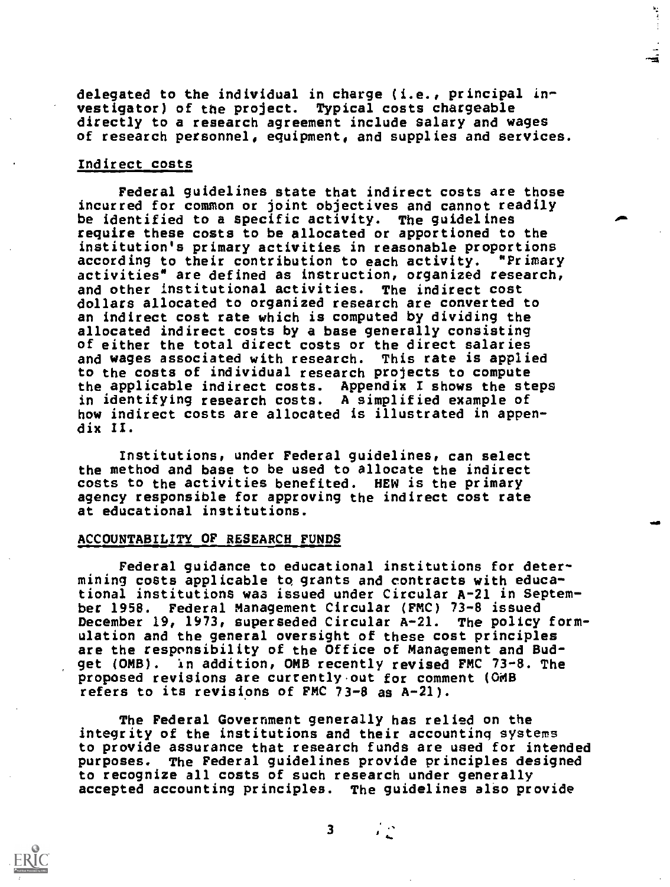delegated to the individual in charge (i.e., principal investigator) of the project. Typical costs chargeable directly to a research agreement include salary and wages of research personnel, equipment, and supplies and services.

### Indirect costs

Federal guidelines state that indirect costs are those incurred for common or joint objectives and cannot readily be identified to a specific activity. The guidelines require these costs to be allocated or apportioned to the institution's primary activities in reasonable proportions according to their contribution to each activity. "Primary activities" are defined as instruction, organized research, and other institutional activities. The indirect cost dollars allocated to organized research are converted to an indirect cost rate which is computed by dividing the allocated indirect costs by a base generally consisting of either the total direct costs or the direct salaries and wages associated with research. This rate is applied to the costs of individual research projects to compute the applicable indirect costs. Appendix I shows the steps in identifying research costs. A simplified example of how indirect costs are allocated is illustrated in appendix II.

Institutions, under Federal guidelines, can select the method and base to be used to allocate the indirect costs to the activities benefited. HEW is the primary agency responsible for approving the indirect cost rate at educational institutions.

## ACCOUNTABILITY OF RESEARCH FUNDS

Federal guidance to educational institutions for determining costs applicable to grants and contracts with educational institutions was issued under Circular A-21 in September 1958. Federal Management Circular (FMC) 73-8 issued December 19, 1973, superseded Circular A-21. The policy formulation and the general oversight of these cost principles are the responsibility of the Office of Management and Budget (OMB). In addition, OMB recently revised FMC 73-8. The proposed revisions are currently out for comment (OMB refers to its revisions of FMC 73-8 as A-21).

The Federal Government generally has relied on the integrity of the institutions and their accounting systems to provide assurance that research funds are used for intended purposes. The Federal guidelines provide principles designed to recognize all costs of such research under generally accepted accounting principles. The guidelines also provide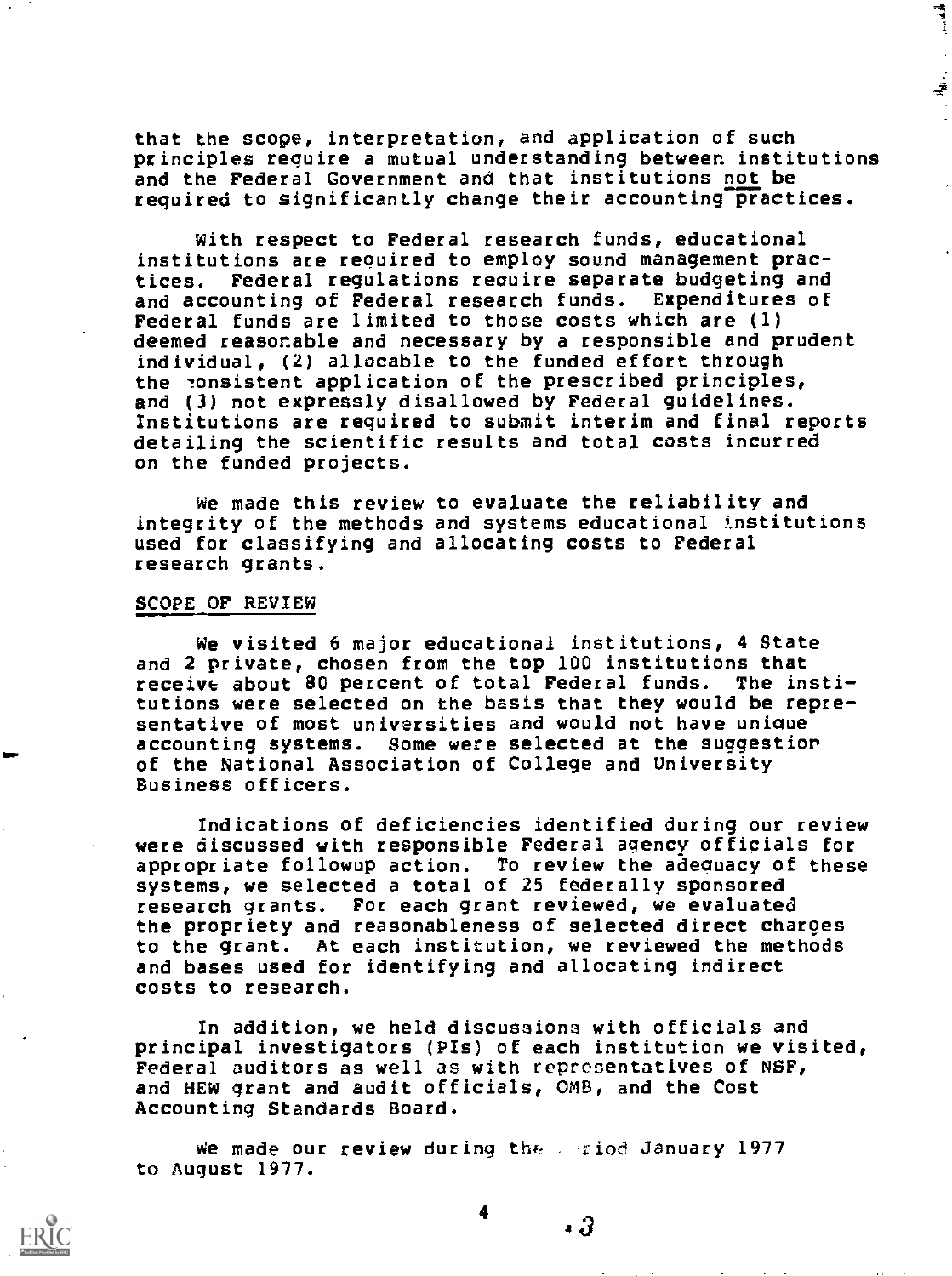that the scope, interpretation, and application of such principles require a mutual understanding between institutions and the Federal Government and that institutions not be required to significantly change their accounting practices.

With respect to Federal research funds, educational institutions are required to employ sound management practices. Federal regulations require separate budgeting and and accounting of Federal research funds. Expenditures of Federal funds are limited to those costs which are (1) deemed reasonable and necessary by a responsible and prudent individual, (2) allocable to the funded effort through the consistent application of the prescribed principles, and (3) not expressly disallowed by Federal guidelines. Institutions are required to submit interim and final reports detailing the scientific results and total costs incurred on the funded projects.

We made this review to evaluate the reliability and integrity of the methods and systems educational institutions used for classifying and allocating costs to Federal research grants.

## SCOPE OF REVIEW

We visited 6 major educational institutions, 4 State and 2 private, chosen from the top 100 institutions that receive about 80 percent of total Federal funds. The institutions were selected on the basis that they would be representative of most universities and would not have unique accounting systems. Some were selected at the suggestion of the National Association of College and University Business officers.

Indications of deficiencies identified during our review were discussed with responsible Federal agency officials for appropriate followup action. To review the adequacy of these systems, we selected a total of 25 federally sponsored research grants. For each grant reviewed, we evaluated the propriety and reasonableness of selected direct charges to the grant. At each institution, we reviewed the methods and bases used for identifying and allocating indirect costs to research.

In addition, we held discussions with officials and principal investigators (PIs) of each institution we visited, Federal auditors as well as with representatives of NSF, and HEW grant and audit officials, OMB, and the Cost Accounting Standards Board.

We made our review during the period January 1977 to August 1977.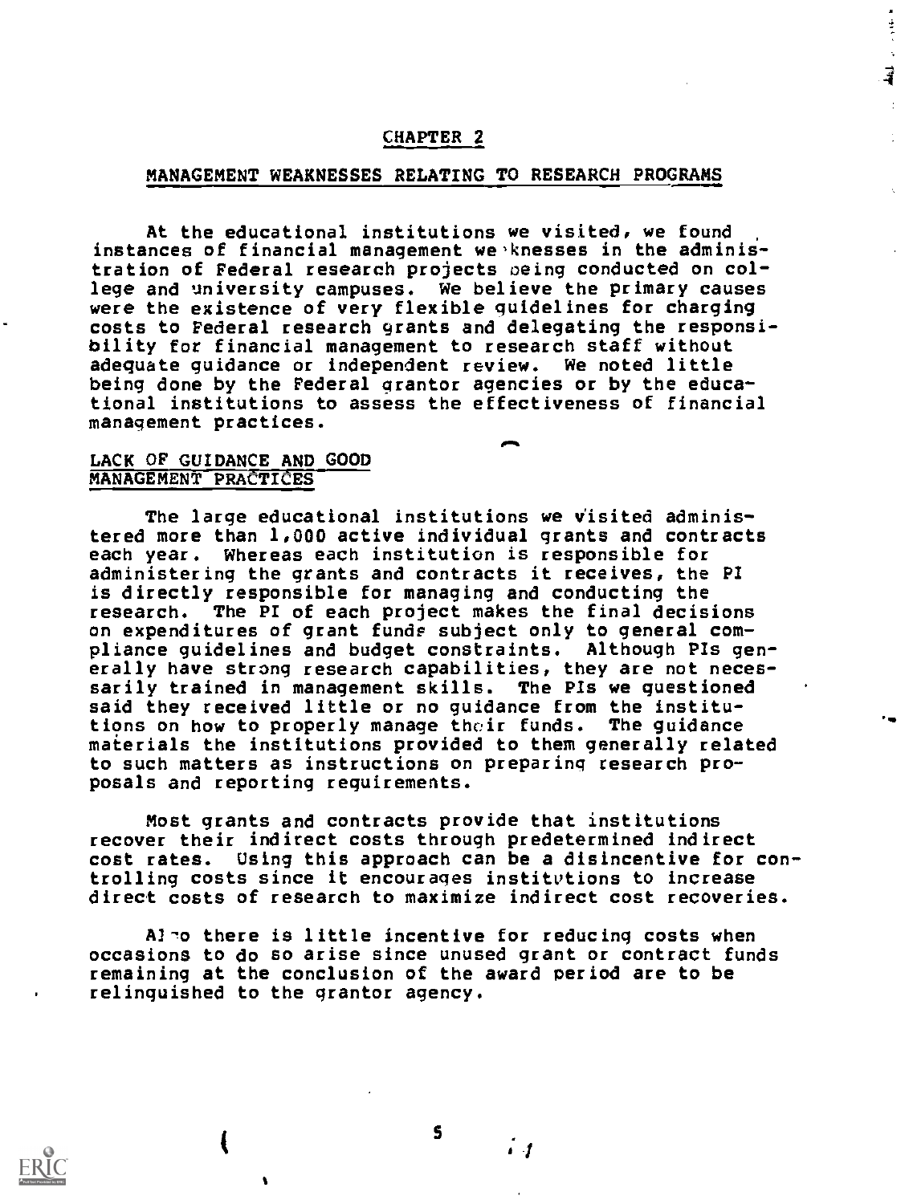# CHAPTER 2

## MANAGEMENT WEAKNESSES RELATING TO RESEARCH PROGRAMS

At the educational institutions we visited, we found instances of financial management weaknesses in the administration of Federal research projects being conducted on college and university campuses. We believe the primary causes were the existence of very flexible guidelines for charging costs to Federal research grants and delegating the responsibility for financial management to research staff without adequate guidance or independent review. We noted little being done by the Federal grantor agencies or by the educational institutions to assess the effectiveness of financial management practices.

## LACK OF GUIDANCE AND GOOD MANAGEMENT PRACTICES

The large educational institutions we visited administered more than 1,000 active individual grants and contracts each year. Whereas each institution is responsible for administering the grants and contracts it receives, the PI is directly responsible for managing and conducting the research. The PI of each project makes the final decisions on expenditures of grant funds subject only to general compliance guidelines and budget constraints. Although PIs generally have strong research capabilities, they are not necessarily trained in management skills. The PIs we questioned said they received little or no guidance from the institutions on how to properly manage their funds. The guidance materials the institutions provided to them generally related to such matters as instructions on preparing research proposals and reporting requirements.

Most grants and contracts provide that institutions recover their indirect costs through predetermined indirect cost rates. Using this approach can be a disincentive for controlling costs since it encourages institutions to increase direct costs of research to maximize indirect cost recoveries.

Also there is little incentive for reducing costs when occasions to do so arise since unused grant or contract funds remaining at the conclusion of the award period are to be relinquished to the grantor agency.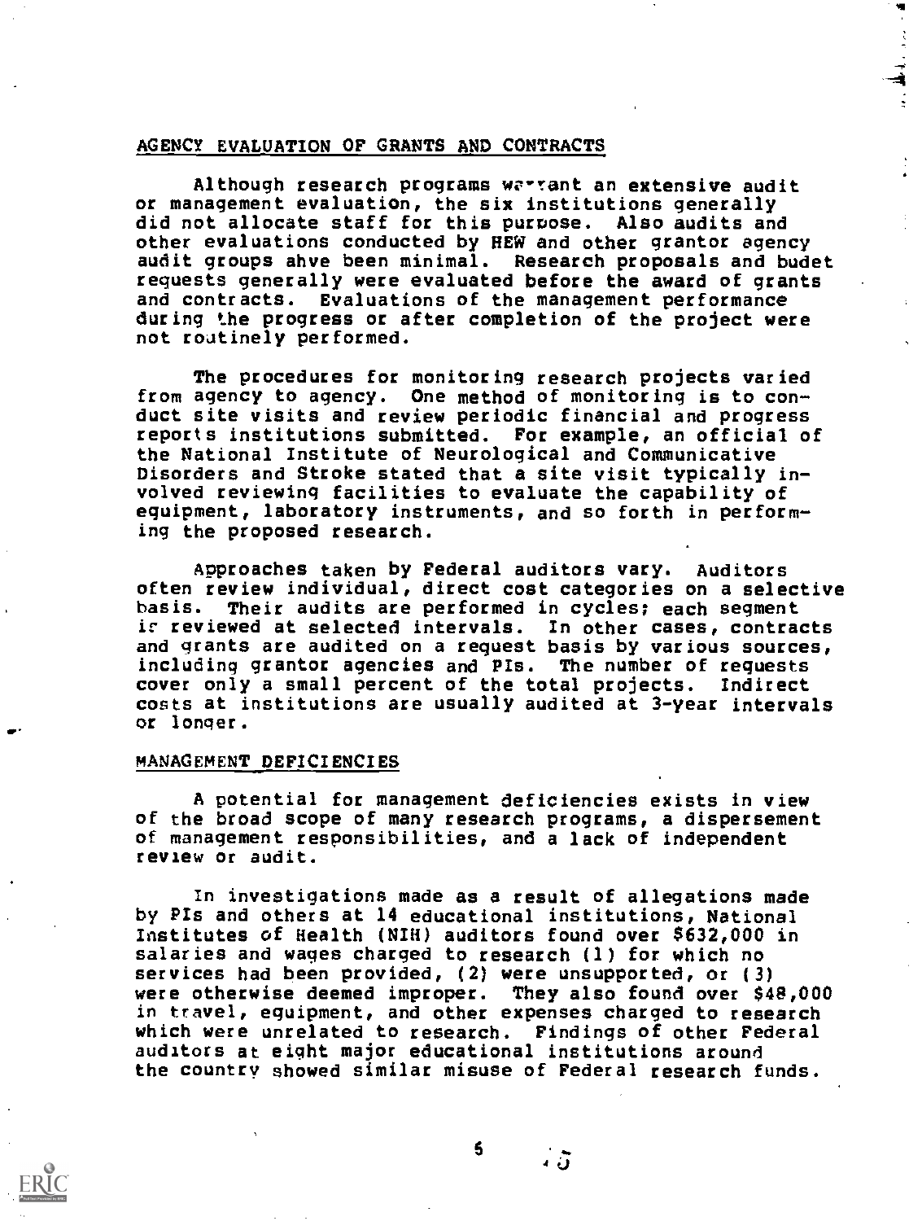## AGENCY EVALUATION OF GRANTS AND CONTRACTS

Although research programs warrant an extensive audit or management evaluation, the six institutions generally did not allocate staff for this purpose. Also audits and other evaluations conducted by HEW and other grantor agency audit groups ahve been minimal. Research proposals and budet requests generally were evaluated before the award of grants and contracts. Evaluations of the management performance during the progress or after completion of the project were not routinely performed.

The procedures for monitoring research projects varied from agency to agency. One method of monitoring is to conduct site visits and review periodic financial and progress reports institutions submitted. For example, an official of the National Institute of Neurological and Communicative Disorders and Stroke stated that a site visit typically involved reviewing facilities to evaluate the capability of equipment, laboratory instruments, and so forth in performing the proposed research.

Approaches taken by Federal auditors vary. Auditors often review individual, direct cost categories on a selective basis. Their audits are performed in cycles; each segment is reviewed at selected intervals. In other cases, contracts and grants are audited on a request basis by various sources, including grantor agencies and PIs. The number of requests cover only a small percent of the total projects. Indirect costs at institutions are usually audited at 3-year intervals or longer.

## MANAGEMENT DEFICIENCIES

A potential for management deficiencies exists in view of the broad scope of many research programs, a dispersement of management responsibilities, and a lack of independent review or audit.

In investigations made as a result of allegations made by PIs and others at 14 educational institutions, National Institutes of Health (NIH) auditors found over $632,000 in salaries and wages charged to research (1) for which no services had been provided, (2) were unsupported, or (3) were otherwise deemed improper. They also found over $48,000 in travel, equipment, and other expenses charged to research which were unrelated to research. Findings of other Federal auditors at eight major educational institutions around the country showed similar misuse of Federal research funds.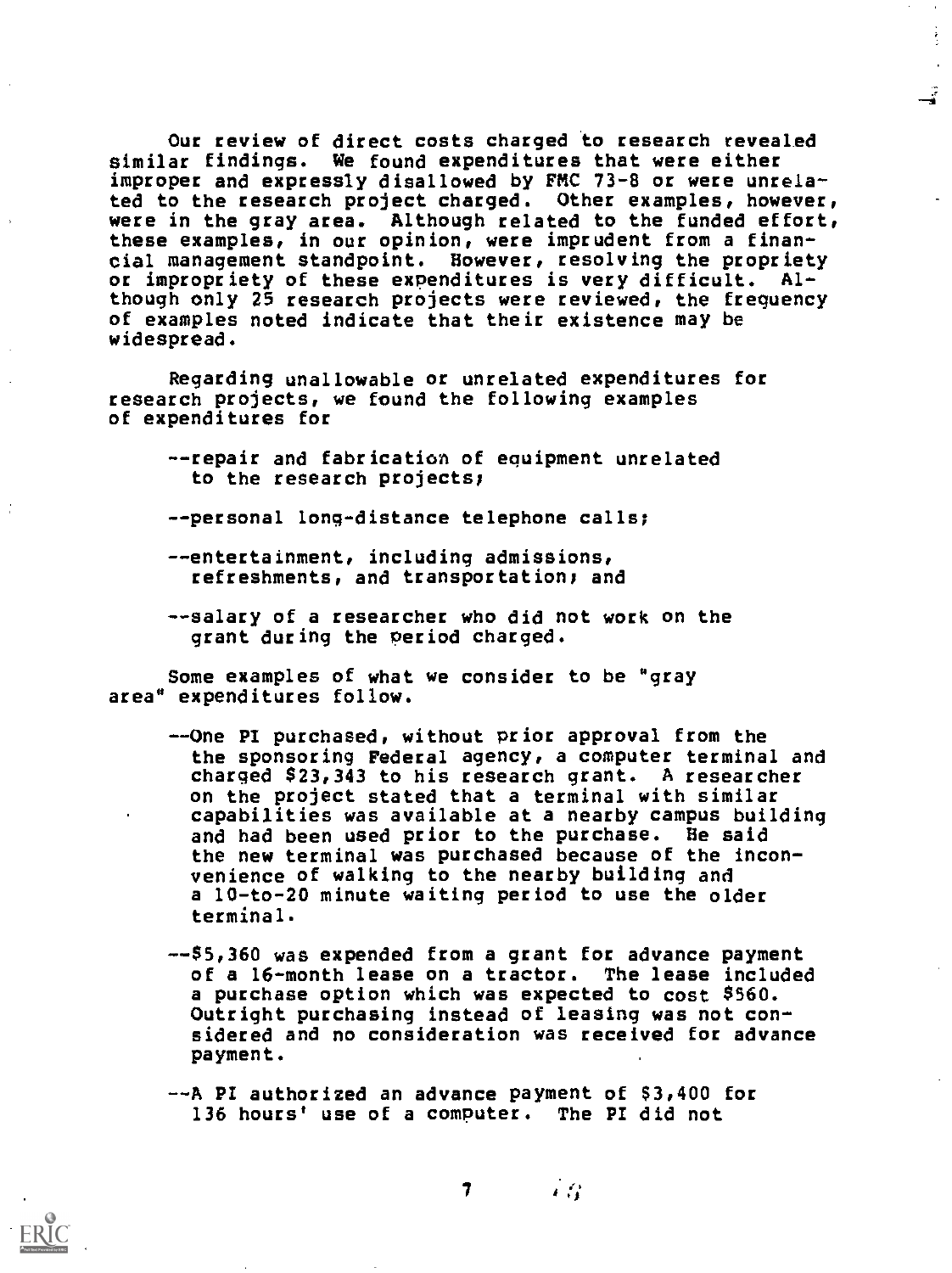Our review of direct costs charged to research revealed similar findings. We found expenditures that were either improper and expressly disallowed by FMC 73-8 or were unrelated to the research project charged. Other examples, however, were in the gray area. Although related to the funded effort, these examples, in our opinion, were imprudent from a financial management standpoint. However, resolving the propriety or impropriety of these expenditures is very difficult. Although only 25 research projects were reviewed, the frequency of examples noted indicate that their existence may be widespread.

Regarding unallowable or unrelated expenditures for research projects, we found the following examples of expenditures for

--repair and fabrication of equipment unrelated to the research projects;

--personal long-distance telephone calls;

--entertainment, including admissions, refreshments, and transportation; and

--salary of a researcher who did not work on the grant during the period charged.

Some examples of what we consider to be "gray area" expenditures follow.

--One PI purchased, without prior approval from the the sponsoring Federal agency, a computer terminal and charged $23,343 to his research grant. A researcher on the project stated that a terminal with similar capabilities was available at a nearby campus building and had been used prior to the purchase. He said the new terminal was purchased because of the inconvenience of walking to the nearby building and a 10-to-20 minute waiting period to use the older terminal.

--$5,360 was expended from a grant for advance payment of a 16-month lease on a tractor. The lease included a purchase option which was expected to cost $560. Outright purchasing instead of leasing was not considered and no consideration was received for advance payment.

--A PI authorized an advance payment of $3,400 for 136 hours' use of a computer. The PI did not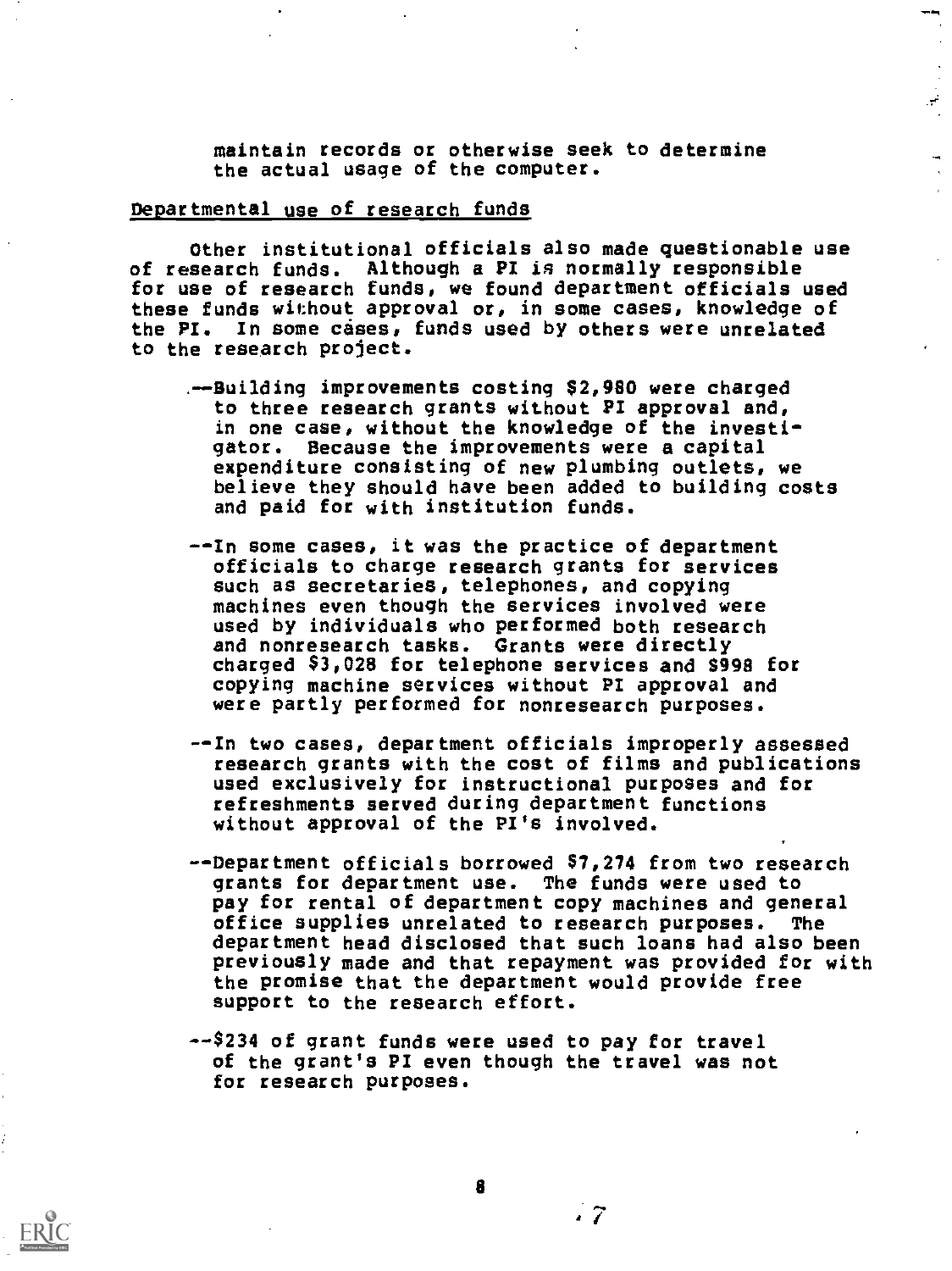maintain records or otherwise seek to determine the actual usage of the computer.

Departmental use of research funds

Other institutional officials also made questionable use of research funds. Although a PI is normally responsible for use of research funds, we found department officials used these funds without approval or, in some cases, knowledge of the PI. In some cases, funds used by others were unrelated to the research project.

- --Building improvements costing $2,980 were charged to three research grants without PI approval and, in one case, without the knowledge of the investigator. Because the improvements were a capital expenditure consisting of new plumbing outlets, we believe they should have been added to building costs and paid for with institution funds.

- --In some cases, it was the practice of department officials to charge research grants for services such as secretaries, telephones, and copying machines even though the services involved were used by individuals who performed both research and nonresearch tasks. Grants were directly charged $3,028 for telephone services and $998 for copying machine services without PI approval and were partly performed for nonresearch purposes.

- --In two cases, department officials improperly assessed research grants with the cost of films and publications used exclusively for instructional purposes and for refreshments served during department functions without approval of the PI's involved.

- --Department officials borrowed $7,274 from two research grants for department use. The funds were used to pay for rental of department copy machines and general office supplies unrelated to research purposes. The department head disclosed that such loans had also been previously made and that repayment was provided for with the promise that the department would provide free support to the research effort.

- --$234 of grant funds were used to pay for travel of the grant's PI even though the travel was not for research purposes.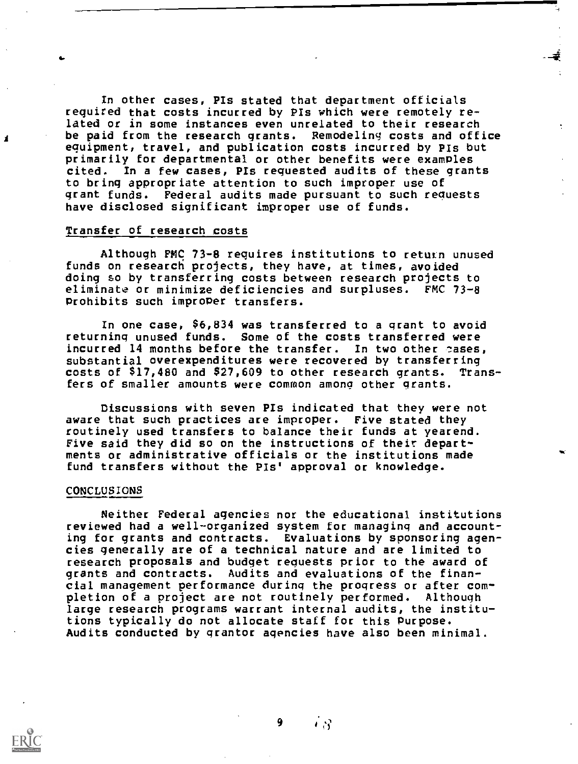In other cases, PIs stated that department officials required that costs incurred by PIs which were remotely related or in some instances even unrelated to their research be paid from the research grants. Remodeling costs and office equipment, travel, and publication costs incurred by PIs but primarily for departmental or other benefits were examples cited. In a few cases, PIs requested audits of these grants to bring appropriate attention to such improper use of grant funds. Federal audits made pursuant to such requests have disclosed significant improper use of funds.

## Transfer of research costs

Although FMC 73-8 requires institutions to return unused funds on research projects, they have, at times, avoided doing so by transferring costs between research projects to eliminate or minimize deficiencies and surpluses. FMC 73-8 prohibits such improper transfers.

In one case, $6,834 was transferred to a grant to avoid returning unused funds. Some of the costs transferred were incurred 14 months before the transfer. In two other cases, substantial overexpenditures were recovered by transferring costs of $17,480 and $27,609 to other research grants. Transfers of smaller amounts were common among other grants.

Discussions with seven PIs indicated that they were not aware that such practices are improper. Five stated they routinely used transfers to balance their funds at yearend. Five said they did so on the instructions of their departments or administrative officials or the institutions made fund transfers without the PIs' approval or knowledge.

## CONCLUSIONS

Neither Federal agencies nor the educational institutions reviewed had a well-organized system for managing and accounting for grants and contracts. Evaluations by sponsoring agencies generally are of a technical nature and are limited to research proposals and budget requests prior to the award of grants and contracts. Audits and evaluations of the financial management performance during the progress or after completion of a project are not routinely performed. Although large research programs warrant internal audits, the institutions typically do not allocate staff for this purpose. Audits conducted by grantor agencies have also been minimal.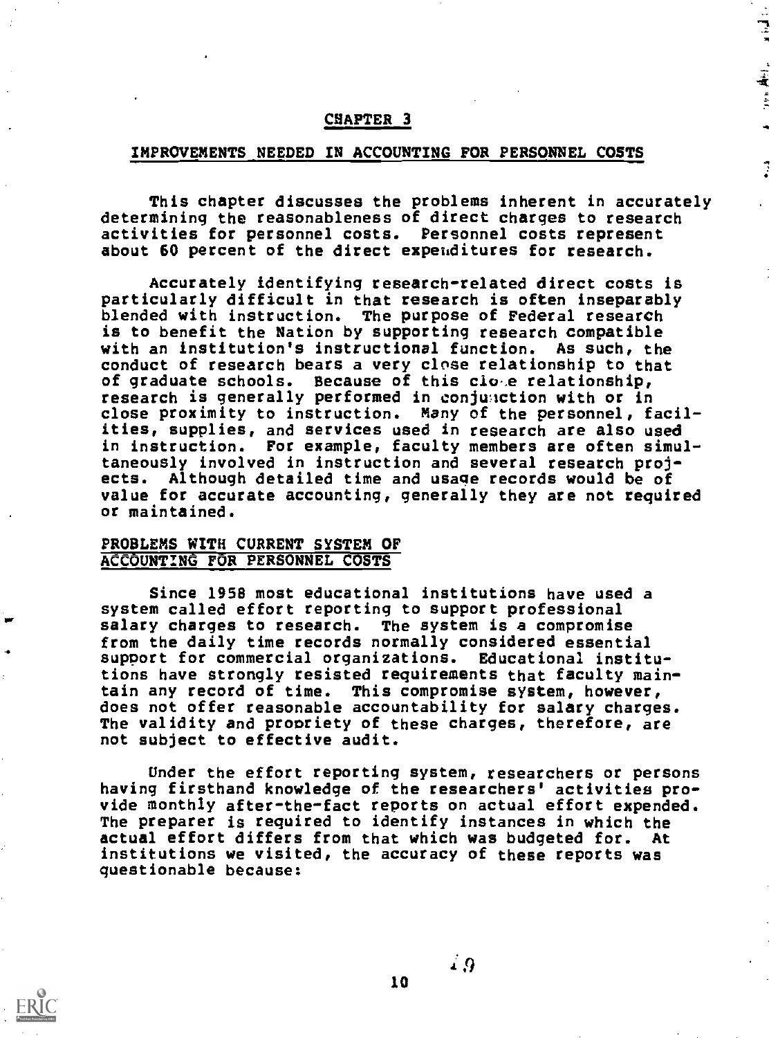## CHAPTER 3

## IMPROVEMENTS NEEDED IN ACCOUNTING FOR PERSONNEL COSTS

This chapter discusses the problems inherent in accurately determining the reasonableness of direct charges to research activities for personnel costs. Personnel costs represent about 60 percent of the direct expenditures for research.

Accurately identifying research-related direct costs is particularly difficult in that research is often inseparably blended with instruction. The purpose of Federal research is to benefit the Nation by supporting research compatible with an institution's instructional function. As such, the conduct of research bears a very close relationship to that of graduate schools. Because of this close relationship, research is generally performed in conjunction with or in close proximity to instruction. Many of the personnel, facilities, supplies, and services used in research are also used in instruction. For example, faculty members are often simultaneously involved in instruction and several research projects. Although detailed time and usage records would be of value for accurate accounting, generally they are not required or maintained.

### PROBLEMS WITH CURRENT SYSTEM OF ACCOUNTING FOR PERSONNEL COSTS

Since 1958 most educational institutions have used a system called effort reporting to support professional salary charges to research. The system is a compromise from the daily time records normally considered essential support for commercial organizations. Educational institutions have strongly resisted requirements that faculty maintain any record of time. This compromise system, however, does not offer reasonable accountability for salary charges. The validity and propriety of these charges, therefore, are not subject to effective audit.

Under the effort reporting system, researchers or persons having firsthand knowledge of the researchers' activities provide monthly after-the-fact reports on actual effort expended. The preparer is required to identify instances in which the actual effort differs from that which was budgeted for. At institutions we visited, the accuracy of these reports was questionable because: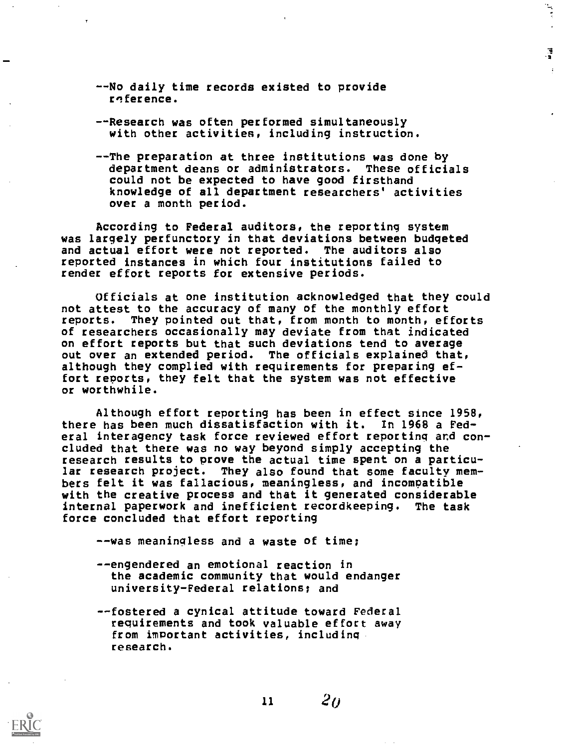--No daily time records existed to provide reference.

--Research was often performed simultaneously with other activities, including instruction.

--The preparation at three institutions was done by department deans or administrators. These officials could not be expected to have good firsthand knowledge of all department researchers' activities over a month period.

According to Federal auditors, the reporting system was largely perfunctory in that deviations between budgeted and actual effort were not reported. The auditors also reported instances in which four institutions failed to render effort reports for extensive periods.

Officials at one institution acknowledged that they could not attest to the accuracy of many of the monthly effort reports. They pointed out that, from month to month, efforts of researchers occasionally may deviate from that indicated on effort reports but that such deviations tend to average out over an extended period. The officials explained that, although they complied with requirements for preparing effort reports, they felt that the system was not effective or worthwhile.

Although effort reporting has been in effect since 1958, there has been much dissatisfaction with it. In 1968 a Federal interagency task force reviewed effort reporting and concluded that there was no way beyond simply accepting the research results to prove the actual time spent on a particular research project. They also found that some faculty members felt it was fallacious, meaningless, and incompatible with the creative process and that it generated considerable internal paperwork and inefficient recordkeeping. The task force concluded that effort reporting

--was meaningless and a waste of time;

--engendered an emotional reaction in the academic community that would endanger university-Federal relations; and

--fostered a cynical attitude toward Federal requirements and took valuable effort away from important activities, including research.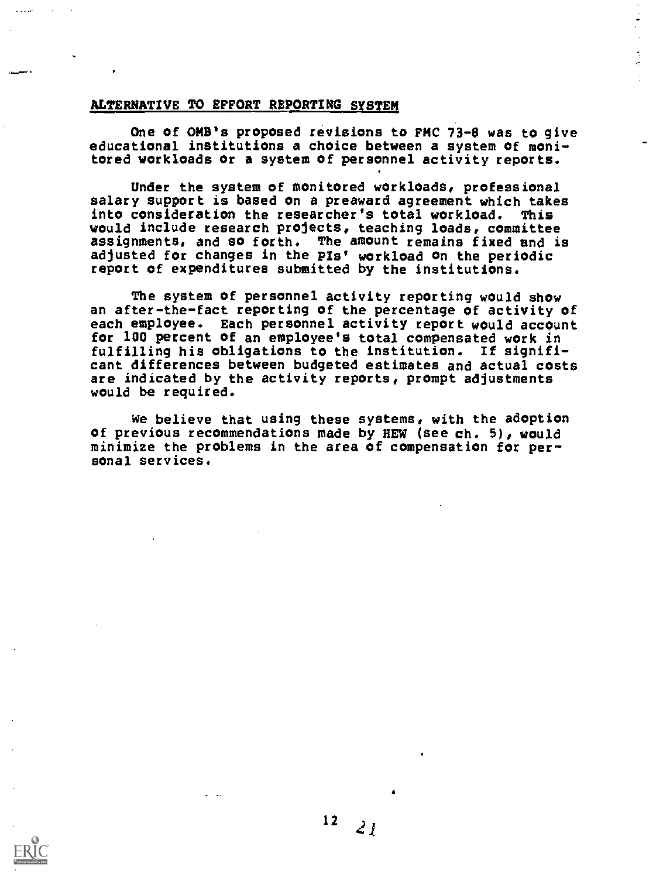## ALTERNATIVE TO EFFORT REPORTING SYSTEM

One of OMB's proposed revisions to FMC 73-8 was to give educational institutions a choice between a system of monitored workloads or a system of personnel activity reports.

Under the system of monitored workloads, professional salary support is based on a preaward agreement which takes into consideration the researcher's total workload. This would include research projects, teaching loads, committee assignments, and so forth. The amount remains fixed and is adjusted for changes in the PIs' workload on the periodic report of expenditures submitted by the institutions.

The system of personnel activity reporting would show an after-the-fact reporting of the percentage of activity of each employee. Each personnel activity report would account for 100 percent of an employee's total compensated work in fulfilling his obligations to the institution. If significant differences between budgeted estimates and actual costs are indicated by the activity reports, prompt adjustments would be required.

We believe that using these systems, with the adoption of previous recommendations made by HEW (see ch. 5), would minimize the problems in the area of compensation for personal services.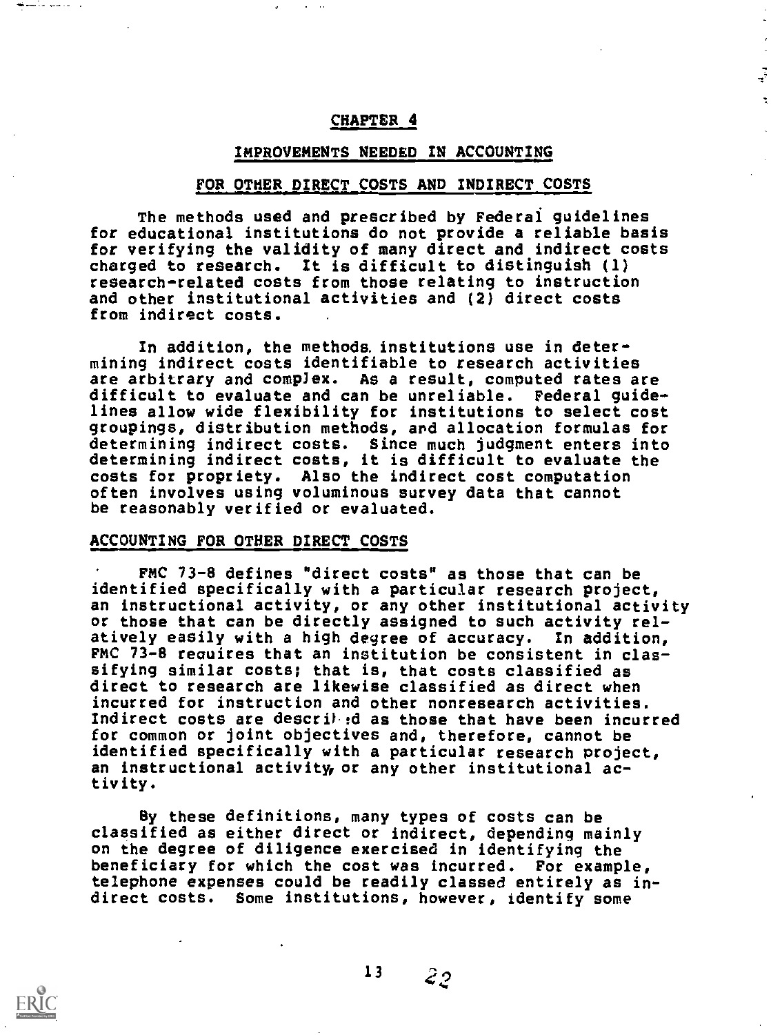# CHAPTER 4

## IMPROVEMENTS NEEDED IN ACCOUNTING FOR OTHER DIRECT COSTS AND INDIRECT COSTS

The methods used and prescribed by Federal guidelines for educational institutions do not provide a reliable basis for verifying the validity of many direct and indirect costs charged to research. It is difficult to distinguish (1) research-related costs from those relating to instruction and other institutional activities and (2) direct costs from indirect costs.

In addition, the methods institutions use in determining indirect costs identifiable to research activities are arbitrary and complex. As a result, computed rates are difficult to evaluate and can be unreliable. Federal guidelines allow wide flexibility for institutions to select cost groupings, distribution methods, and allocation formulas for determining indirect costs. Since much judgment enters into determining indirect costs, it is difficult to evaluate the costs for propriety. Also the indirect cost computation often involves using voluminous survey data that cannot be reasonably verified or evaluated.

## ACCOUNTING FOR OTHER DIRECT COSTS

FMC 73-8 defines "direct costs" as those that can be identified specifically with a particular research project, an instructional activity, or any other institutional activity or those that can be directly assigned to such activity relatively easily with a high degree of accuracy. In addition, FMC 73-8 requires that an institution be consistent in classifying similar costs; that is, that costs classified as direct to research are likewise classified as direct when incurred for instruction and other nonresearch activities. Indirect costs are described as those that have been incurred for common or joint objectives and, therefore, cannot be identified specifically with a particular research project, an instructional activity, or any other institutional activity.

By these definitions, many types of costs can be classified as either direct or indirect, depending mainly on the degree of diligence exercised in identifying the beneficiary for which the cost was incurred. For example, telephone expenses could be readily classed entirely as indirect costs. Some institutions, however, identify some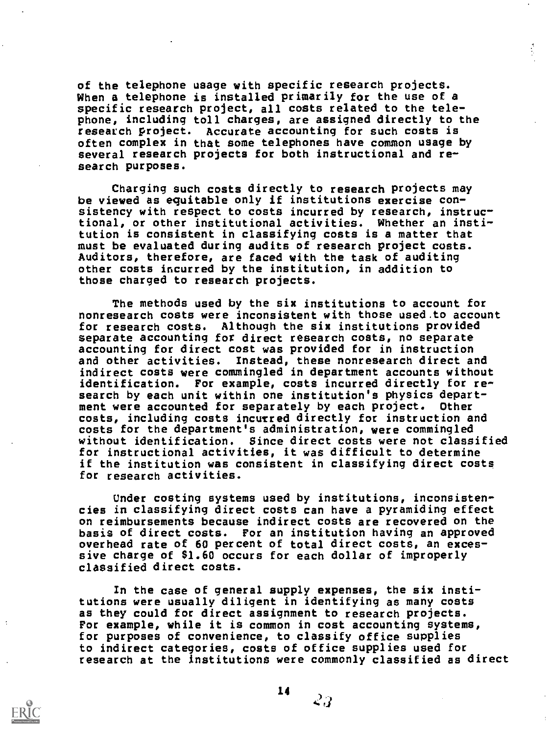of the telephone usage with specific research projects. When a telephone is installed primarily for the use of a specific research project, all costs related to the telephone, including toll charges, are assigned directly to the research project. Accurate accounting for such costs is often complex in that some telephones have common usage by several research projects for both instructional and research purposes.

Charging such costs directly to research projects may be viewed as equitable only if institutions exercise consistency with respect to costs incurred by research, instructional, or other institutional activities. Whether an institution is consistent in classifying costs is a matter that must be evaluated during audits of research project costs. Auditors, therefore, are faced with the task of auditing other costs incurred by the institution, in addition to those charged to research projects.

The methods used by the six institutions to account for nonresearch costs were inconsistent with those used to account for research costs. Although the six institutions provided separate accounting for direct research costs, no separate accounting for direct cost was provided for in instruction and other activities. Instead, these nonresearch direct and indirect costs were commingled in department accounts without identification. For example, costs incurred directly for research by each unit within one institution's physics department were accounted for separately by each project. Other costs, including costs incurred directly for instruction and costs for the department's administration, were commingled without identification. Since direct costs were not classified for instructional activities, it was difficult to determine if the institution was consistent in classifying direct costs for research activities.

Under costing systems used by institutions, inconsistencies in classifying direct costs can have a pyramiding effect on reimbursements because indirect costs are recovered on the basis of direct costs. For an institution having an approved overhead rate of 60 percent of total direct costs, an excessive charge of $1.60 occurs for each dollar of improperly classified direct costs.

In the case of general supply expenses, the six institutions were usually diligent in identifying as many costs as they could for direct assignment to research projects. For example, while it is common in cost accounting systems, for purposes of convenience, to classify office supplies to indirect categories, costs of office supplies used for research at the institutions were commonly classified as direct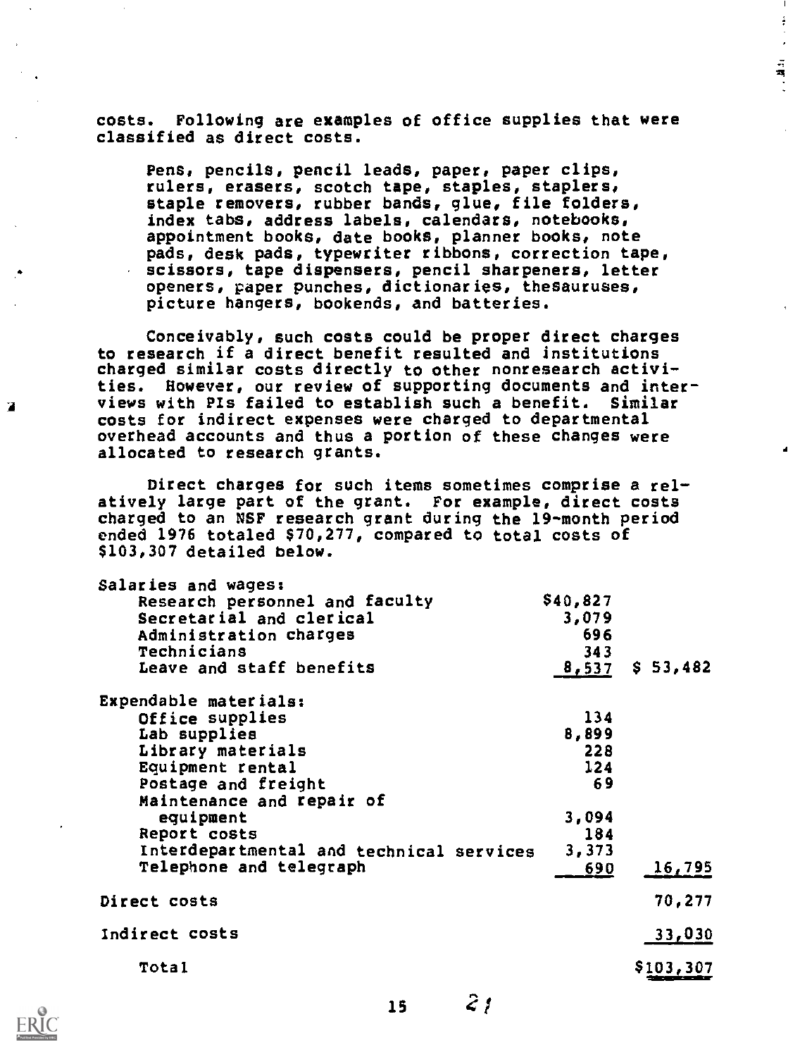costs. Following are examples of office supplies that were classified as direct costs.

> Pens, pencils, pencil leads, paper, paper clips, rulers, erasers, scotch tape, staples, staplers, staple removers, rubber bands, glue, file folders, index tabs, address labels, calendars, notebooks, appointment books, date books, planner books, note pads, desk pads, typewriter ribbons, correction tape, scissors, tape dispensers, pencil sharpeners, letter openers, paper punches, dictionaries, thesauruses, picture hangers, bookends, and batteries.

Conceivably, such costs could be proper direct charges to research if a direct benefit resulted and institutions charged similar costs directly to other nonresearch activities. However, our review of supporting documents and interviews with PIs failed to establish such a benefit. Similar costs for indirect expenses were charged to departmental overhead accounts and thus a portion of these changes were allocated to research grants.

Direct charges for such items sometimes comprise a relatively large part of the grant. For example, direct costs charged to an NSF research grant during the 19-month period ended 1976 totaled $70,277, compared to total costs of $103,307 detailed below.

| | | |
|---|---|---|
| Salaries and wages: | | |
| Research personnel and faculty | $40,827 | |
| Secretarial and clerical | 3,079 | |
| Administration charges | 696 | |
| Technicians | 343 | |
| Leave and staff benefits | 8,537 | $ 53,482 |
| Expendable materials: | | |
| Office supplies | 134 | |
| Lab supplies | 8,899 | |
| Library materials | 228 | |
| Equipment rental | 124 | |
| Postage and freight | 69 | |
| Maintenance and repair of equipment | 3,094 | |
| Report costs | 184 | |
| Interdepartmental and technical services | 3,373 | |
| Telephone and telegraph | 690 | 16,795 |
| Direct costs | | 70,277 |
| Indirect costs | | 33,030 |
| Total | | $103,307 |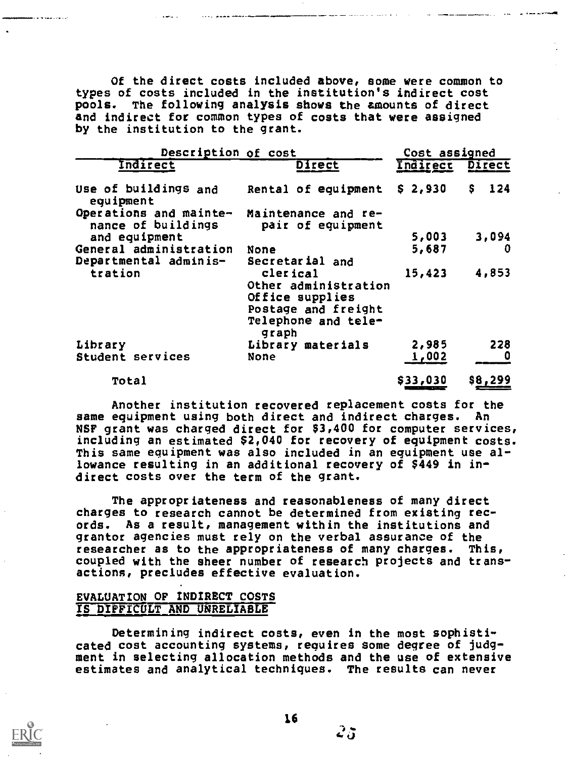Of the direct costs included above, some were common to types of costs included in the institution's indirect cost pools. The following analysis shows the amounts of direct and indirect for common types of costs that were assigned by the institution to the grant.

| Description of cost | | Cost assigned | |
|---|---|---|---|
| Indirect | Direct | Indirect | Direct |
| Use of buildings and equipment | Rental of equipment | $ 2,930 | $ 124 |
| Operations and maintenance of buildings and equipment | Maintenance and repair of equipment | 5,003 | 3,094 |
| General administration | None | 5,687 | 0 |
| Departmental administration | Secretarial and clerical<br>Other administration<br>Office supplies<br>Postage and freight<br>Telephone and telegraph | 15,423 | 4,853 |
| Library | Library materials | 2,985 | 228 |
| Student services | None | 1,002 | 0 |
| Total | | $33,030 | $8,299 |

Another institution recovered replacement costs for the same equipment using both direct and indirect charges. An NSF grant was charged direct for $3,400 for computer services, including an estimated $2,040 for recovery of equipment costs. This same equipment was also included in an equipment use allowance resulting in an additional recovery of $449 in indirect costs over the term of the grant.

The appropriateness and reasonableness of many direct charges to research cannot be determined from existing records. As a result, management within the institutions and grantor agencies must rely on the verbal assurance of the researcher as to the appropriateness of many charges. This, coupled with the sheer number of research projects and transactions, precludes effective evaluation.

## EVALUATION OF INDIRECT COSTS IS DIFFICULT AND UNRELIABLE

Determining indirect costs, even in the most sophisticated cost accounting systems, requires some degree of judgment in selecting allocation methods and the use of extensive estimates and analytical techniques. The results can never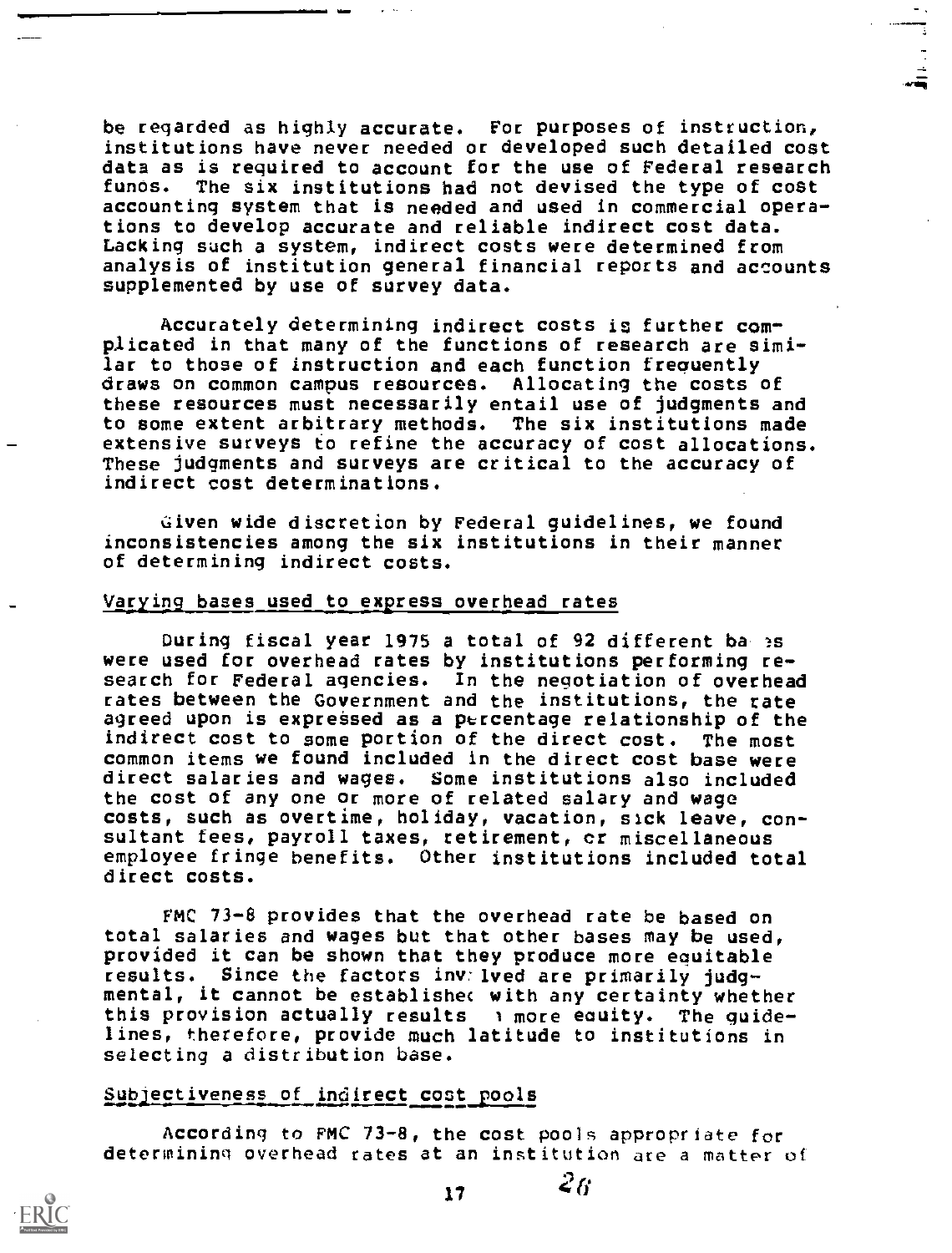be regarded as highly accurate. For purposes of instruction, institutions have never needed or developed such detailed cost data as is required to account for the use of Federal research funos. The six institutions had not devised the type of cost accounting system that is needed and used in commercial operations to develop accurate and reliable indirect cost data. Lacking such a system, indirect costs were determined from analysis of institution general financial reports and accounts supplemented by use of survey data.

Accurately determining indirect costs is further complicated in that many of the functions of research are similar to those of instruction and each function frequently draws on common campus resources. Allocating the costs of these resources must necessarily entail use of judgments and to some extent arbitrary methods. The six institutions made extensive surveys to refine the accuracy of cost allocations. These judgments and surveys are critical to the accuracy of indirect cost determinations.

Given wide discretion by Federal guidelines, we found inconsistencies among the six institutions in their manner of determining indirect costs.

## Varying bases used to express overhead rates

During fiscal year 1975 a total of 92 different bases were used for overhead rates by institutions performing research for Federal agencies. In the negotiation of overhead rates between the Government and the institutions, the rate agreed upon is expressed as a percentage relationship of the indirect cost to some portion of the direct cost. The most common items we found included in the direct cost base were direct salaries and wages. Some institutions also included the cost of any one or more of related salary and wage costs, such as overtime, holiday, vacation, sick leave, consultant fees, payroll taxes, retirement, or miscellaneous employee fringe benefits. Other institutions included total direct costs.

FMC 73-8 provides that the overhead rate be based on total salaries and wages but that other bases may be used, provided it can be shown that they produce more equitable results. Since the factors involved are primarily judgmental, it cannot be established with any certainty whether this provision actually results in more equity. The guidelines, therefore, provide much latitude to institutions in selecting a distribution base.

## Subjectiveness of indirect cost pools

According to FMC 73-8, the cost pools appropriate for determining overhead rates at an institution are a matter of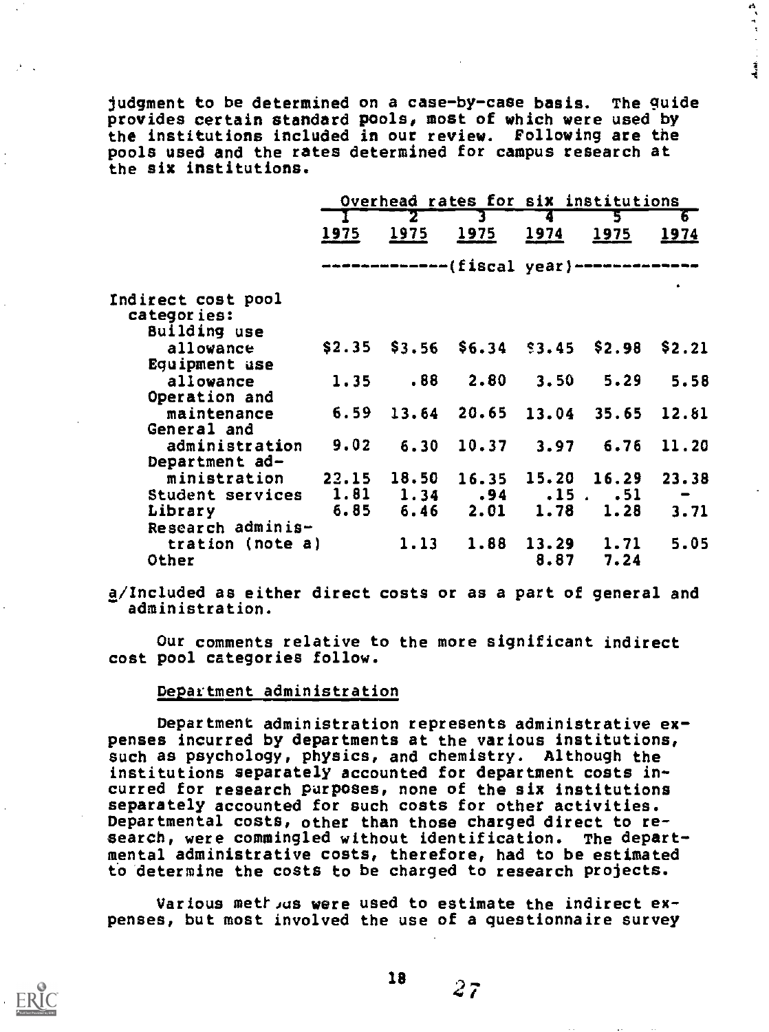judgment to be determined on a case-by-case basis. The guide provides certain standard pools, most of which were used by the institutions included in our review. Following are the pools used and the rates determined for campus research at the six institutions.

| | Overhead rates for six institutions | | | | | |
|---|---|---|---|---|---|---|
| | 1 | 2 | 3 | 4 | 5 | 6 |
| | 1975 | 1975 | 1975 | 1974 | 1975 | 1974 |
| | (fiscal year) | | | | | |
| Indirect cost pool categories: | | | | | | |
| Building use allowance | $2.35 | $3.56 | $6.34 | $3.45 | $2.98 | $2.21 |
| Equipment use allowance | 1.35 | .88 | 2.80 | 3.50 | 5.29 | 5.58 |
| Operation and maintenance | 6.59 | 13.64 | 20.65 | 13.04 | 35.65 | 12.81 |
| General and administration | 9.02 | 6.30 | 10.37 | 3.97 | 6.76 | 11.20 |
| Department administration | 22.15 | 18.50 | 16.35 | 15.20 | 16.29 | 23.38 |
| Student services | 1.81 | 1.34 | .94 | .15 | .51 | - |
| Library | 6.85 | 6.46 | 2.01 | 1.78 | 1.28 | 3.71 |
| Research administration (note a) | | 1.13 | 1.88 | 13.29 | 1.71 | 5.05 |
| Other | | | | 8.87 | 7.24 | |

a/Included as either direct costs or as a part of general and administration.

Our comments relative to the more significant indirect cost pool categories follow.

### Department administration

Department administration represents administrative expenses incurred by departments at the various institutions, such as psychology, physics, and chemistry. Although the institutions separately accounted for department costs incurred for research purposes, none of the six institutions separately accounted for such costs for other activities. Departmental costs, other than those charged direct to research, were commingled without identification. The departmental administrative costs, therefore, had to be estimated to determine the costs to be charged to research projects.

Various methods were used to estimate the indirect expenses, but most involved the use of a questionnaire survey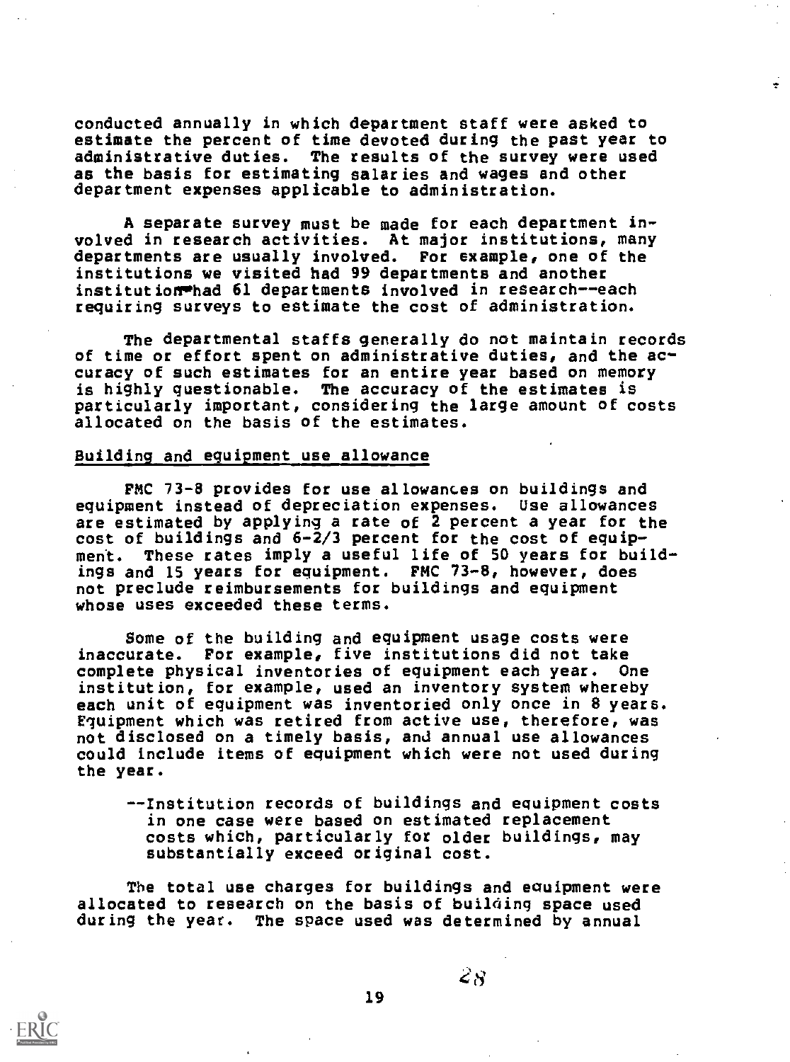conducted annually in which department staff were asked to estimate the percent of time devoted during the past year to administrative duties. The results of the survey were used as the basis for estimating salaries and wages and other department expenses applicable to administration.

A separate survey must be made for each department involved in research activities. At major institutions, many departments are usually involved. For example, one of the institutions we visited had 99 departments and another institution had 61 departments involved in research--each requiring surveys to estimate the cost of administration.

The departmental staffs generally do not maintain records of time or effort spent on administrative duties, and the accuracy of such estimates for an entire year based on memory is highly questionable. The accuracy of the estimates is particularly important, considering the large amount of costs allocated on the basis of the estimates.

## Building and equipment use allowance

FMC 73-8 provides for use allowances on buildings and equipment instead of depreciation expenses. Use allowances are estimated by applying a rate of 2 percent a year for the cost of buildings and 6-2/3 percent for the cost of equipment. These rates imply a useful life of 50 years for buildings and 15 years for equipment. FMC 73-8, however, does not preclude reimbursements for buildings and equipment whose uses exceeded these terms.

Some of the building and equipment usage costs were inaccurate. For example, five institutions did not take complete physical inventories of equipment each year. One institution, for example, used an inventory system whereby each unit of equipment was inventoried only once in 8 years. Equipment which was retired from active use, therefore, was not disclosed on a timely basis, and annual use allowances could include items of equipment which were not used during the year.

- --Institution records of buildings and equipment costs in one case were based on estimated replacement costs which, particularly for older buildings, may substantially exceed original cost.

The total use charges for buildings and equipment were allocated to research on the basis of building space used during the year. The space used was determined by annual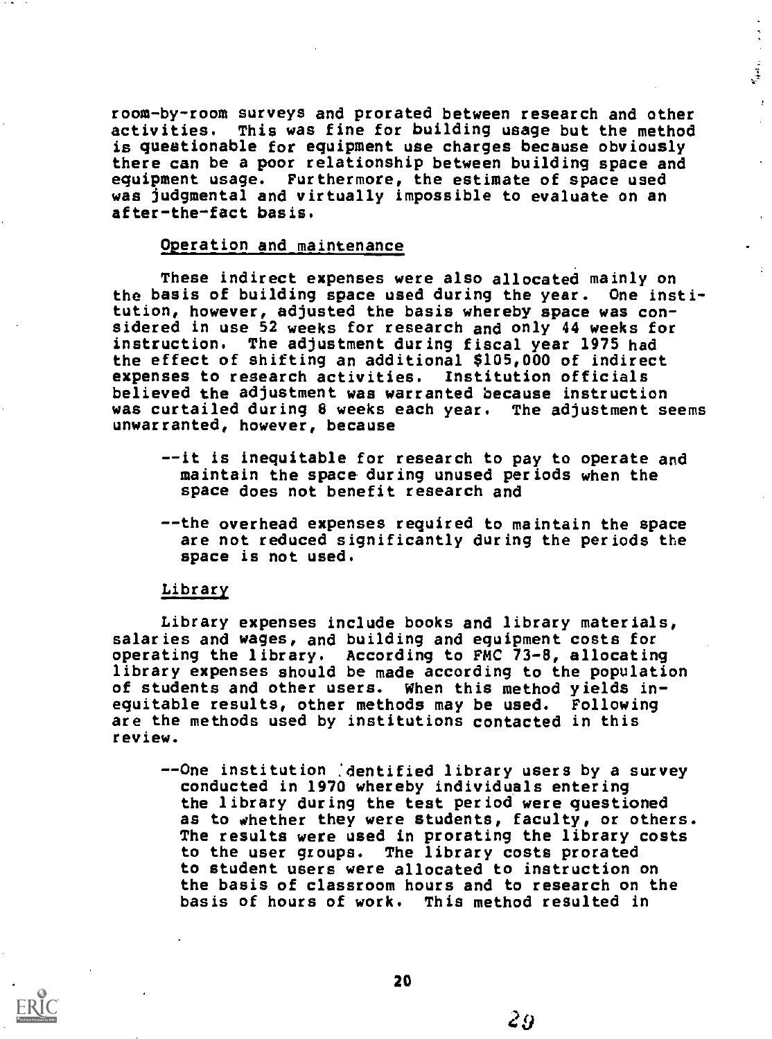room-by-room surveys and prorated between research and other activities. This was fine for building usage but the method is questionable for equipment use charges because obviously there can be a poor relationship between building space and equipment usage. Furthermore, the estimate of space used was judgmental and virtually impossible to evaluate on an after-the-fact basis.

### Operation and maintenance

These indirect expenses were also allocated mainly on the basis of building space used during the year. One institution, however, adjusted the basis whereby space was considered in use 52 weeks for research and only 44 weeks for instruction. The adjustment during fiscal year 1975 had the effect of shifting an additional $105,000 of indirect expenses to research activities. Institution officials believed the adjustment was warranted because instruction was curtailed during 8 weeks each year. The adjustment seems unwarranted, however, because

- --it is inequitable for research to pay to operate and maintain the space during unused periods when the space does not benefit research and
- --the overhead expenses required to maintain the space are not reduced significantly during the periods the space is not used.

### Library

Library expenses include books and library materials, salaries and wages, and building and equipment costs for operating the library. According to FMC 73-8, allocating library expenses should be made according to the population of students and other users. When this method yields inequitable results, other methods may be used. Following are the methods used by institutions contacted in this review.

- --One institution identified library users by a survey conducted in 1970 whereby individuals entering the library during the test period were questioned as to whether they were students, faculty, or others. The results were used in prorating the library costs to the user groups. The library costs prorated to student users were allocated to instruction on the basis of classroom hours and to research on the basis of hours of work. This method resulted in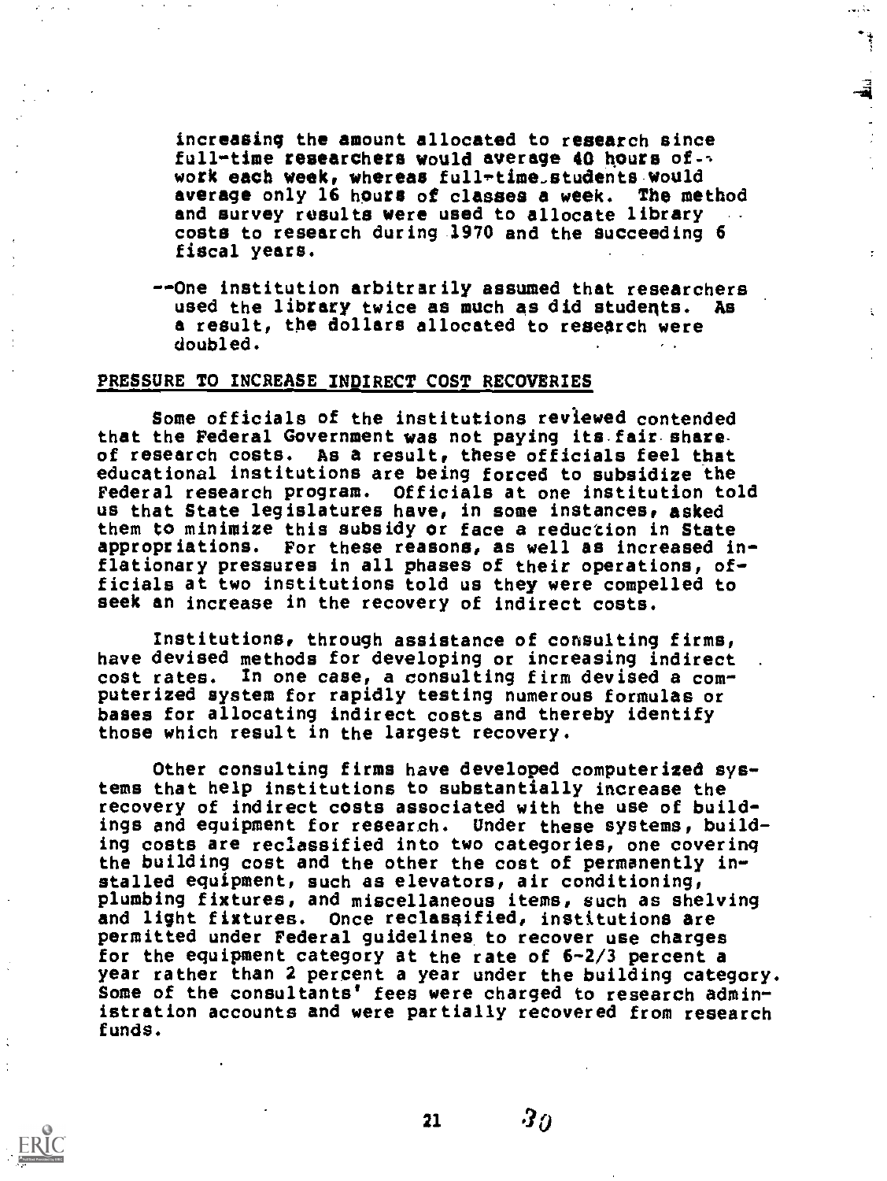increasing the amount allocated to research since full-time researchers would average 40 hours of work each week, whereas full-time students would average only 16 hours of classes a week. The method and survey results were used to allocate library costs to research during 1970 and the succeeding 6 fiscal years.

--One institution arbitrarily assumed that researchers used the library twice as much as did students. As a result, the dollars allocated to research were doubled.

## PRESSURE TO INCREASE INDIRECT COST RECOVERIES

Some officials of the institutions reviewed contended that the Federal Government was not paying its fair share of research costs. As a result, these officials feel that educational institutions are being forced to subsidize the Federal research program. Officials at one institution told us that State legislatures have, in some instances, asked them to minimize this subsidy or face a reduction in State appropriations. For these reasons, as well as increased inflationary pressures in all phases of their operations, officials at two institutions told us they were compelled to seek an increase in the recovery of indirect costs.

Institutions, through assistance of consulting firms, have devised methods for developing or increasing indirect cost rates. In one case, a consulting firm devised a computerized system for rapidly testing numerous formulas or bases for allocating indirect costs and thereby identify those which result in the largest recovery.

Other consulting firms have developed computerized systems that help institutions to substantially increase the recovery of indirect costs associated with the use of buildings and equipment for research. Under these systems, building costs are reclassified into two categories, one covering the building cost and the other the cost of permanently installed equipment, such as elevators, air conditioning, plumbing fixtures, and miscellaneous items, such as shelving and light fixtures. Once reclassified, institutions are permitted under Federal guidelines to recover use charges for the equipment category at the rate of 6-2/3 percent a year rather than 2 percent a year under the building category. Some of the consultants' fees were charged to research administration accounts and were partially recovered from research funds.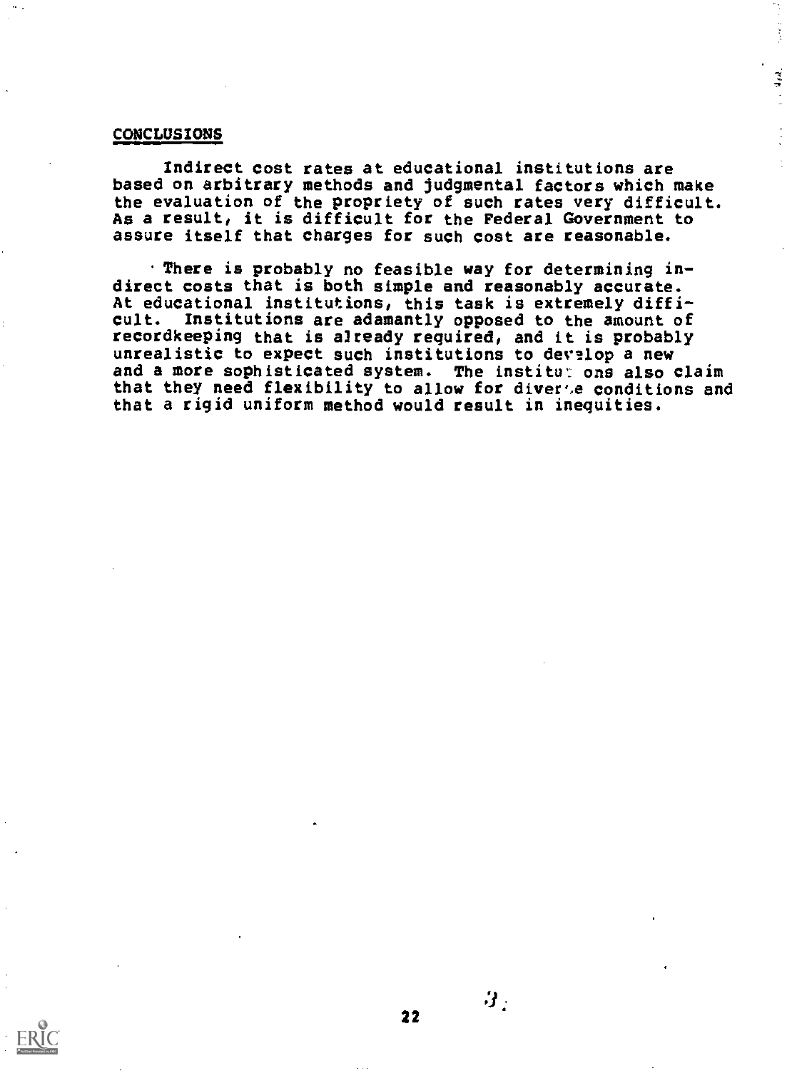## CONCLUSIONS

Indirect cost rates at educational institutions are based on arbitrary methods and judgmental factors which make the evaluation of the propriety of such rates very difficult. As a result, it is difficult for the Federal Government to assure itself that charges for such cost are reasonable.

There is probably no feasible way for determining indirect costs that is both simple and reasonably accurate. At educational institutions, this task is extremely difficult. Institutions are adamantly opposed to the amount of recordkeeping that is already required, and it is probably unrealistic to expect such institutions to develop a new and a more sophisticated system. The institutions also claim that they need flexibility to allow for diverse conditions and that a rigid uniform method would result in inequities.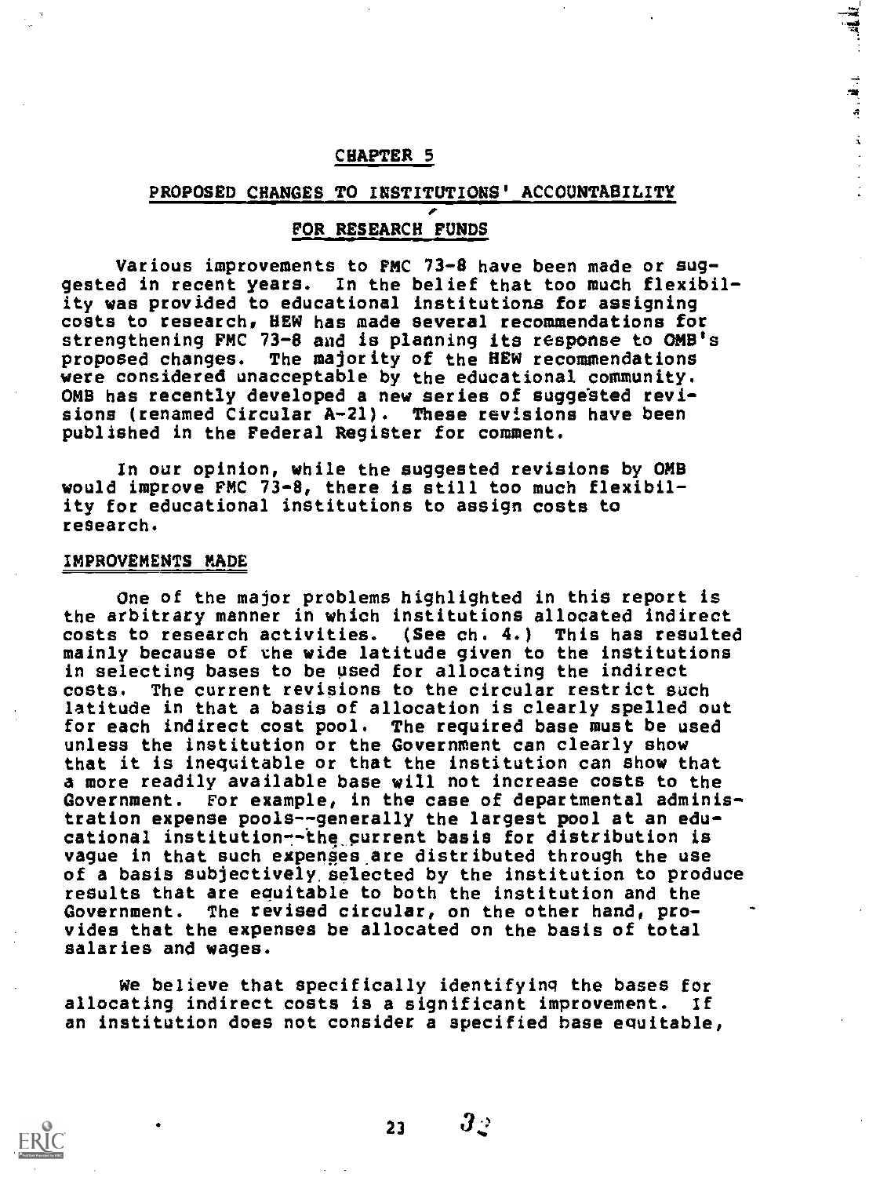## CHAPTER 5

## PROPOSED CHANGES TO INSTITUTIONS' ACCOUNTABILITY

## FOR RESEARCH FUNDS

Various improvements to FMC 73-8 have been made or suggested in recent years. In the belief that too much flexibility was provided to educational institutions for assigning costs to research, HEW has made several recommendations for strengthening FMC 73-8 and is planning its response to OMB's proposed changes. The majority of the HEW recommendations were considered unacceptable by the educational community. OMB has recently developed a new series of suggested revisions (renamed Circular A-21). These revisions have been published in the Federal Register for comment.

In our opinion, while the suggested revisions by OMB would improve FMC 73-8, there is still too much flexibility for educational institutions to assign costs to research.

### IMPROVEMENTS MADE

One of the major problems highlighted in this report is the arbitrary manner in which institutions allocated indirect costs to research activities. (See ch. 4.) This has resulted mainly because of the wide latitude given to the institutions in selecting bases to be used for allocating the indirect costs. The current revisions to the circular restrict such latitude in that a basis of allocation is clearly spelled out for each indirect cost pool. The required base must be used unless the institution or the Government can clearly show that it is inequitable or that the institution can show that a more readily available base will not increase costs to the Government. For example, in the case of departmental administration expense pools--generally the largest pool at an educational institution--the current basis for distribution is vague in that such expenses are distributed through the use of a basis subjectively selected by the institution to produce results that are equitable to both the institution and the Government. The revised circular, on the other hand, provides that the expenses be allocated on the basis of total salaries and wages.

We believe that specifically identifying the bases for allocating indirect costs is a significant improvement. If an institution does not consider a specified base equitable,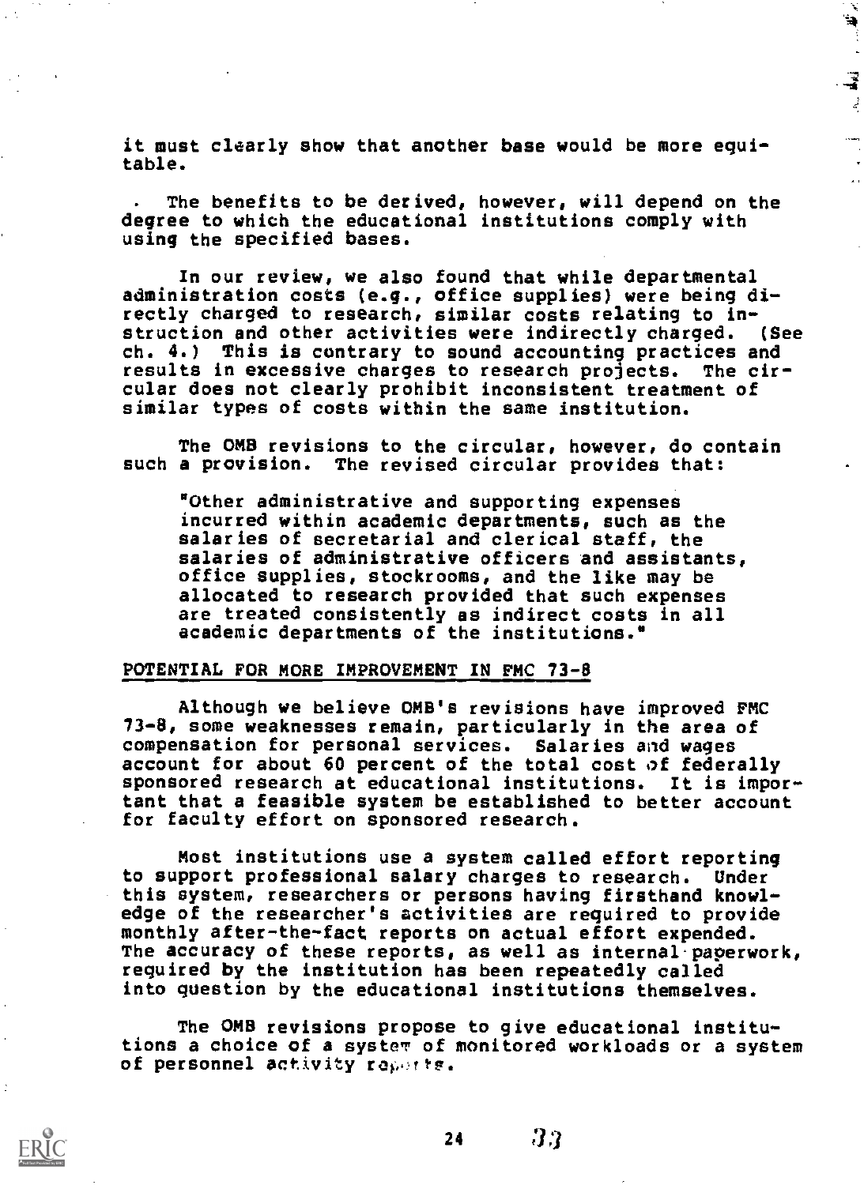it must clearly show that another base would be more equitable.

. The benefits to be derived, however, will depend on the degree to which the educational institutions comply with using the specified bases.

In our review, we also found that while departmental administration costs (e.g., office supplies) were being directly charged to research, similar costs relating to instruction and other activities were indirectly charged. (See ch. 4.) This is contrary to sound accounting practices and results in excessive charges to research projects. The circular does not clearly prohibit inconsistent treatment of similar types of costs within the same institution.

The OMB revisions to the circular, however, do contain such a provision. The revised circular provides that:

> "Other administrative and supporting expenses incurred within academic departments, such as the salaries of secretarial and clerical staff, the salaries of administrative officers and assistants, office supplies, stockrooms, and the like may be allocated to research provided that such expenses are treated consistently as indirect costs in all academic departments of the institutions."

## POTENTIAL FOR MORE IMPROVEMENT IN FMC 73-8

Although we believe OMB's revisions have improved FMC 73-8, some weaknesses remain, particularly in the area of compensation for personal services. Salaries and wages account for about 60 percent of the total cost of federally sponsored research at educational institutions. It is important that a feasible system be established to better account for faculty effort on sponsored research.

Most institutions use a system called effort reporting to support professional salary charges to research. Under this system, researchers or persons having firsthand knowledge of the researcher's activities are required to provide monthly after-the-fact reports on actual effort expended. The accuracy of these reports, as well as internal paperwork, required by the institution has been repeatedly called into question by the educational institutions themselves.

The OMB revisions propose to give educational institutions a choice of a system of monitored workloads or a system of personnel activity reports.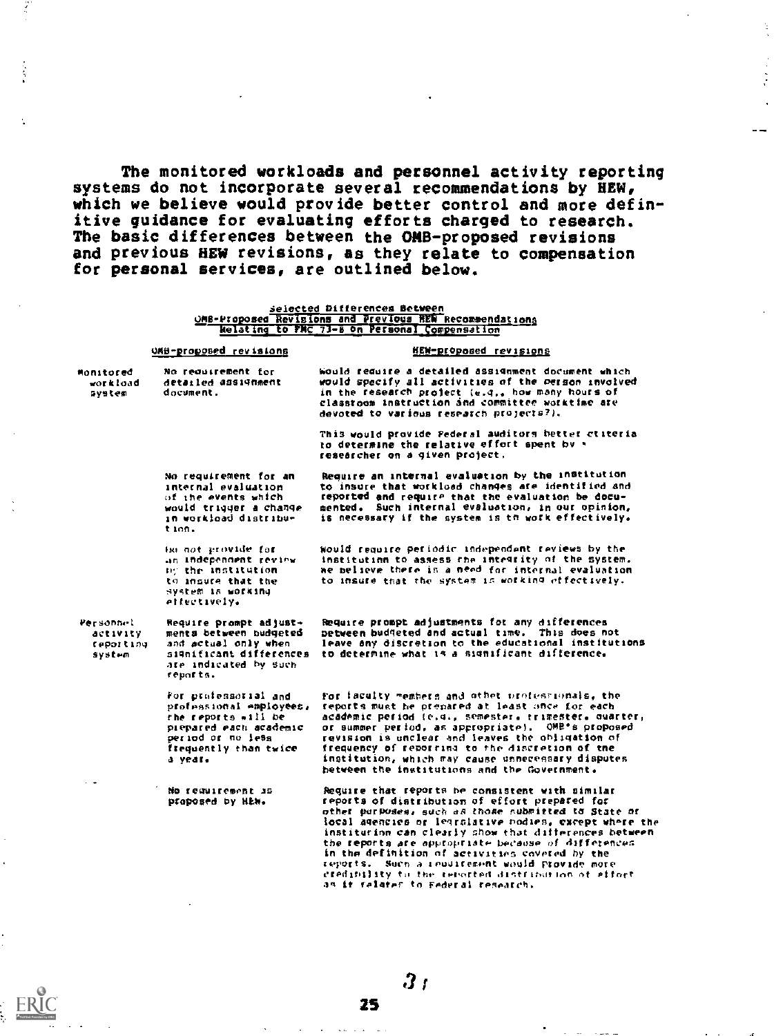The monitored workloads and personnel activity reporting systems do not incorporate several recommendations by HEW, which we believe would provide better control and more definitive guidance for evaluating efforts charged to research. The basic differences between the OMB-proposed revisions and previous HEW revisions, as they relate to compensation for personal services, are outlined below.

Selected Differences Between OMB-Proposed Revisions and Previous HEW Recommendations Relating to FMC 73-8 on Personal Compensation

| | OMB-proposed revisions | HEW-proposed revisions |
|---|---|---|
| Monitored workload system | No requirement for detailed assignment document. | Would require a detailed assignment document which would specify all activities of the person involved in the research project (e.g., how many hours of classroom instruction and committee worktime are devoted to various research projects?). This would provide Federal auditors better criteria to determine the relative effort spent by a researcher on a given project. |
| | No requirement for an internal evaluation of the events which would trigger a change in workload distribution. | Require an internal evaluation by the institution to insure that workload changes are identified and reported and require that the evaluation be documented. Such internal evaluation, in our opinion, is necessary if the system is to work effectively. |
| | Do not provide for an independent review by the institution to insure that the system is working effectively. | Would require periodic independent reviews by the institution to assess the integrity of the system. We believe there is a need for internal evaluation to insure that the system is working effectively. |
| Personnel activity reporting system | Require prompt adjustments between budgeted and actual only when significant differences are indicated by such reports. | Require prompt adjustments for any differences between budgeted and actual time. This does not leave any discretion to the educational institutions to determine what is a significant difference. |
| | For professorial and professional employees, the reports will be prepared each academic period or no less frequently than twice a year. | For faculty members and other professionals, the reports must be prepared at least once for each academic period (e.g., semester, trimester, quarter, or summer period, as appropriate). OMB's proposed revision is unclear and leaves the obligation of frequency of reporting to the discretion of the institution, which may cause unnecessary disputes between the institutions and the Government. |
| | No requirement as proposed by HEW. | Require that reports be consistent with similar reports of distribution of effort prepared for other purposes, such as those submitted to State or local agencies or legislative bodies, except where the institution can clearly show that differences between the reports are appropriate because of differences in the definition of activities covered by the reports. Such a requirement would provide more credibility to the reported distribution of effort as it relates to Federal research. |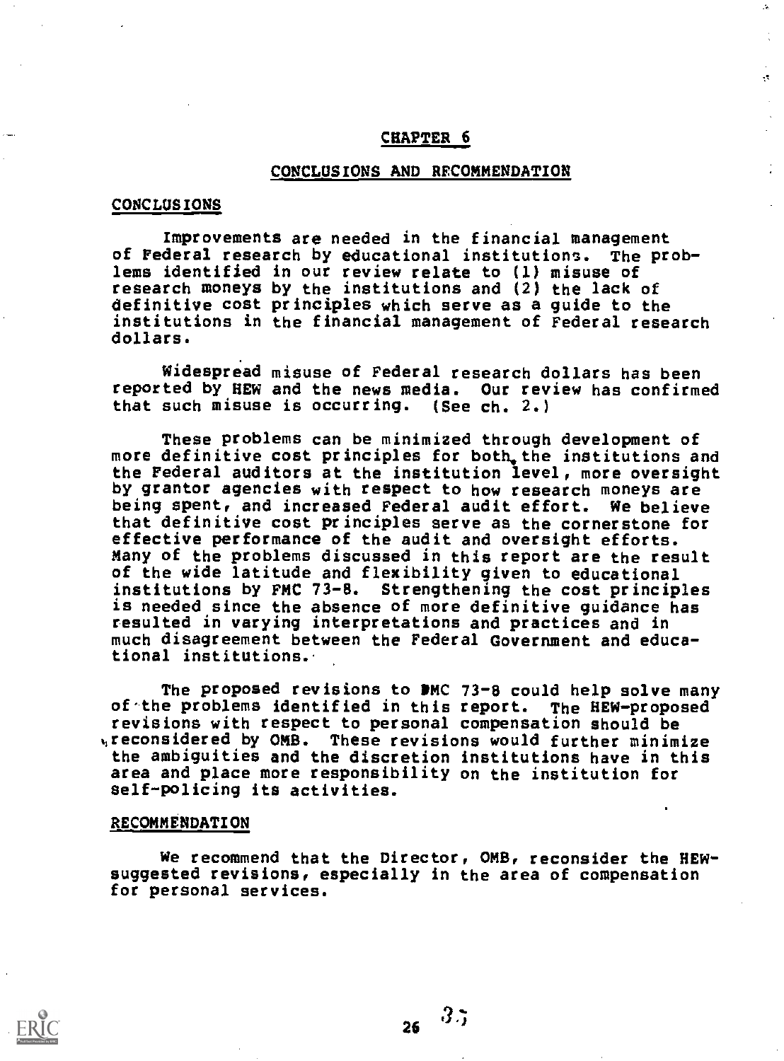# CHAPTER 6

## CONCLUSIONS AND RECOMMENDATION

### CONCLUSIONS

Improvements are needed in the financial management of Federal research by educational institutions. The problems identified in our review relate to (1) misuse of research moneys by the institutions and (2) the lack of definitive cost principles which serve as a guide to the institutions in the financial management of Federal research dollars.

Widespread misuse of Federal research dollars has been reported by HEW and the news media. Our review has confirmed that such misuse is occurring. (See ch. 2.)

These problems can be minimized through development of more definitive cost principles for both the institutions and the Federal auditors at the institution level, more oversight by grantor agencies with respect to how research moneys are being spent, and increased Federal audit effort. We believe that definitive cost principles serve as the cornerstone for effective performance of the audit and oversight efforts. Many of the problems discussed in this report are the result of the wide latitude and flexibility given to educational institutions by FMC 73-8. Strengthening the cost principles is needed since the absence of more definitive guidance has resulted in varying interpretations and practices and in much disagreement between the Federal Government and educational institutions.

The proposed revisions to FMC 73-8 could help solve many of the problems identified in this report. The HEW-proposed revisions with respect to personal compensation should be reconsidered by OMB. These revisions would further minimize the ambiguities and the discretion institutions have in this area and place more responsibility on the institution for self-policing its activities.

### RECOMMENDATION

We recommend that the Director, OMB, reconsider the HEW-suggested revisions, especially in the area of compensation for personal services.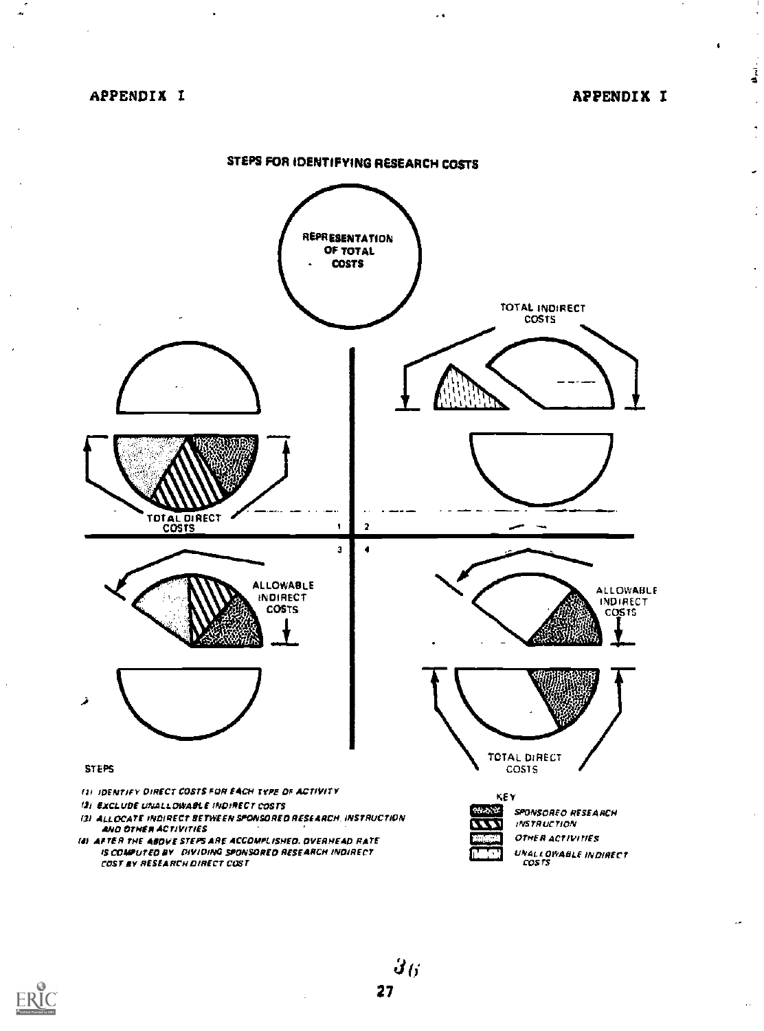## STEPS FOR IDENTIFYING RESEARCH COSTS

REPRESENTATION OF TOTAL COSTS

TOTAL INDIRECT COSTS

TOTAL DIRECT COSTS

1 2 3 4

ALLOWABLE INDIRECT COSTS

ALLOWABLE INDIRECT COSTS

TOTAL DIRECT COSTS

STEPS

*(1) IDENTIFY DIRECT COSTS FOR EACH TYPE OF ACTIVITY*

*(2) EXCLUDE UNALLOWABLE INDIRECT COSTS*

*(3) ALLOCATE INDIRECT BETWEEN SPONSORED RESEARCH, INSTRUCTION AND OTHER ACTIVITIES*

*(4) AFTER THE ABOVE STEPS ARE ACCOMPLISHED, OVERHEAD RATE IS COMPUTED BY DIVIDING SPONSORED RESEARCH INDIRECT COST BY RESEARCH DIRECT COST*

KEY

*SPONSORED RESEARCH*

*INSTRUCTION*

*OTHER ACTIVITIES*

*UNALLOWABLE INDIRECT COSTS*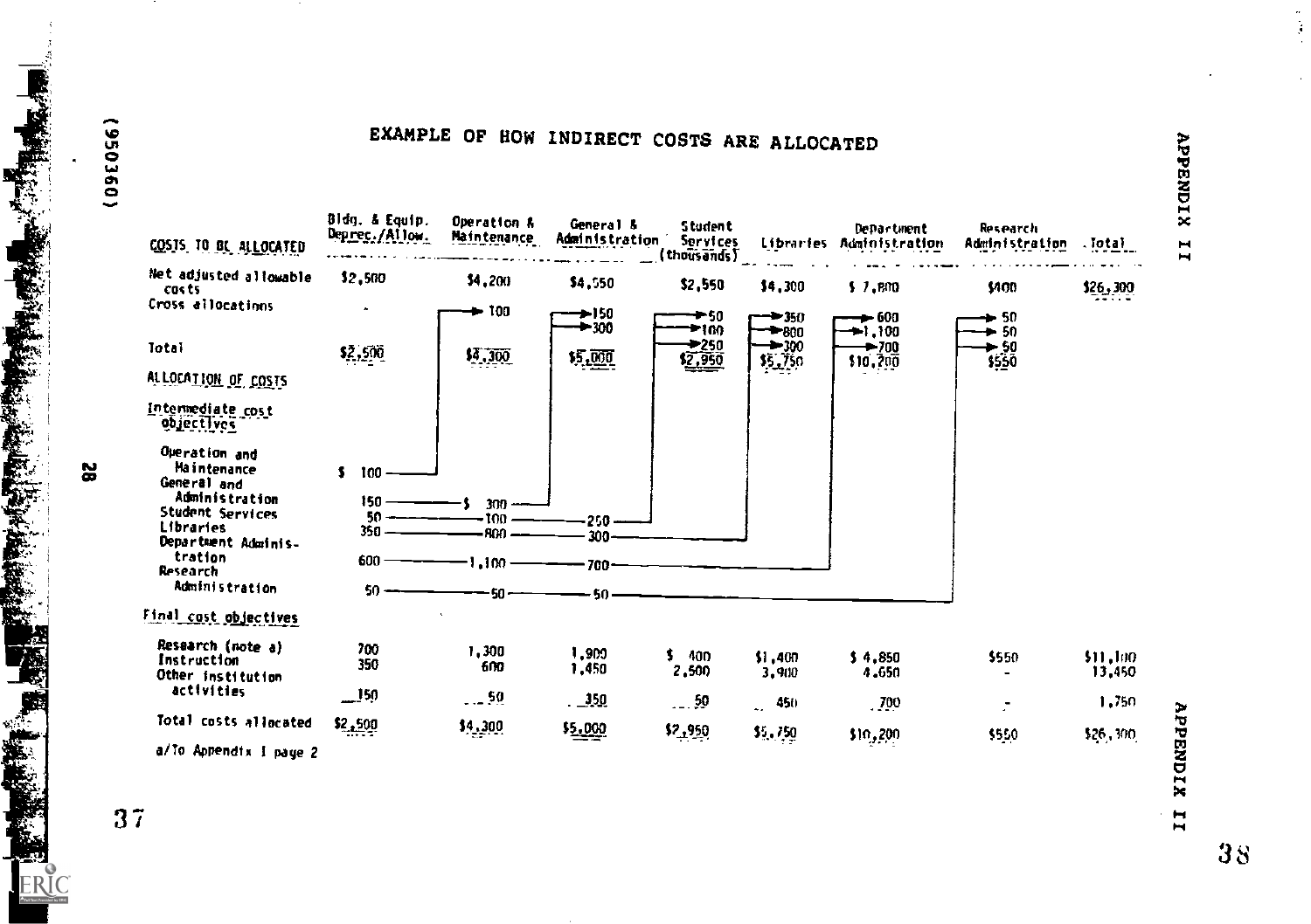# EXAMPLE OF HOW INDIRECT COSTS ARE ALLOCATED

| COSTS TO BE ALLOCATED | Bldg. & Equip. Deprec./Allow. | Operation & Maintenance | General & Administration | Student Services (thousands) | Libraries | Department Administration | Research Administration | Total |
|---|---|---|---|---|---|---|---|---|
| Net adjusted allowable costs | $2,500 | $4,200 | $4,550 | $2,550 | $4,300 | $ 7,800 | $400 | $26,300 |
| Cross allocations | - | 100 | 150<br>300 | 50<br>100<br>250 | 350<br>800<br>300 | 600<br>1,100<br>700 | 50<br>50<br>50 | |
| Total | $2,500 | $4,300 | $5,000 | $2,950 | $5,750 | $10,200 | $550 | |
| **ALLOCATION OF COSTS** | | | | | | | | |
| *Intermediate cost objectives* | | | | | | | | |
| Operation and Maintenance | $ 100 | | | | | | | |
| General and Administration | 150 | $ 300 | | | | | | |
| Student Services | 50 | 100 | 250 | | | | | |
| Libraries | 350 | 800 | 300 | | | | | |
| Department Administration | 600 | 1,100 | 700 | | | | | |
| Research Administration | 50 | 50 | 50 | | | | | |
| *Final cost objectives* | | | | | | | | |
| Research (note a) | 700 | 1,300 | 1,900 | $ 400 | $1,400 | $ 4,850 | $550 | $11,100 |
| Instruction | 350 | 600 | 1,450 | 2,500 | 3,900 | 4,650 | - | 13,450 |
| Other institution activities | 150 | 50 | 350 | 50 | 450 | 700 | - | 1,750 |
| Total costs allocated | $2,500 | $4,300 | $5,000 | $2,950 | $5,750 | $10,200 | $550 | $26,300 |

a/To Appendix I page 2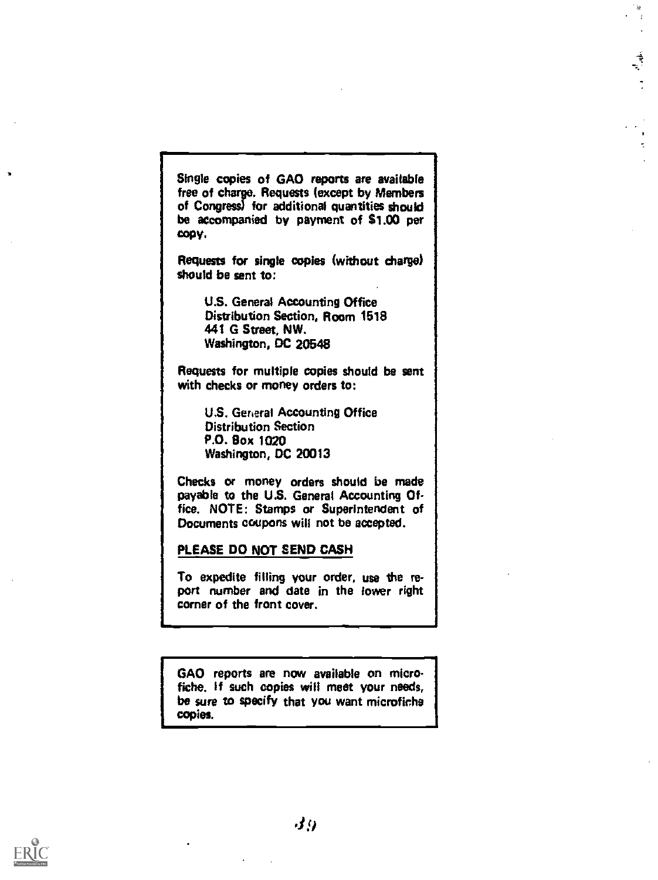Single copies of GAO reports are available free of charge. Requests (except by Members of Congress) for additional quantities should be accompanied by payment of $1.00 per copy.

Requests for single copies (without charge) should be sent to:

U.S. General Accounting Office
Distribution Section, Room 1518
441 G Street, NW.
Washington, DC 20548

Requests for multiple copies should be sent with checks or money orders to:

U.S. General Accounting Office
Distribution Section
P.O. Box 1020
Washington, DC 20013

Checks or money orders should be made payable to the U.S. General Accounting Office. NOTE: Stamps or Superintendent of Documents coupons will not be accepted.

**PLEASE DO NOT SEND CASH**

To expedite filling your order, use the report number and date in the lower right corner of the front cover.

GAO reports are now available on microfiche. If such copies will meet your needs, be sure to specify that you want microfiche copies.